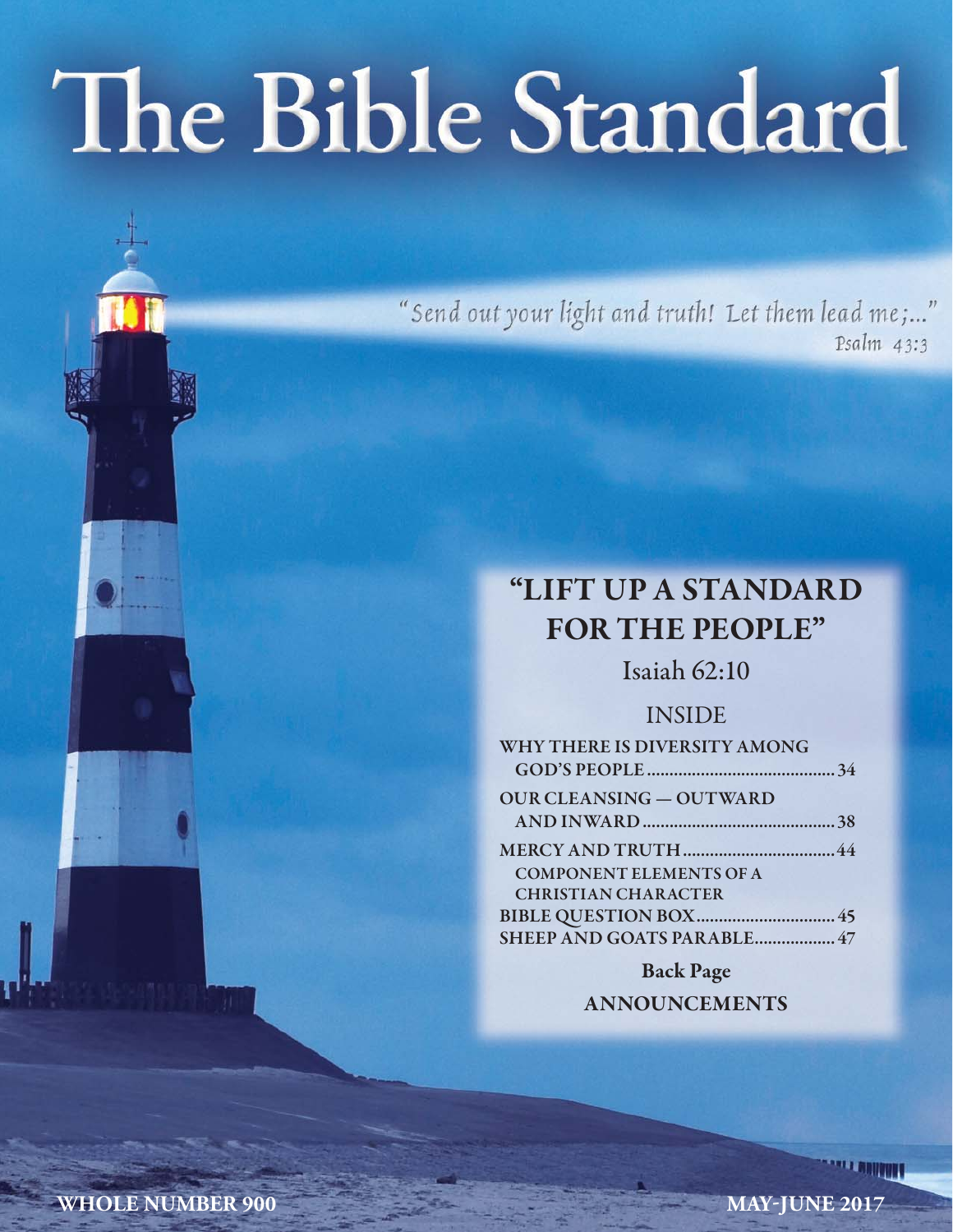# The Bible Standard

"Send out your light and truth! Let them lead me;..."
Psalm 43:3

## "LIFT UP A STANDARD FOR THE PEOPLE"

Isaiah 62:10

### INSIDE

WHY THERE IS DIVERSITY AMONG GOD'S PEOPLE .......... 34

OUR CLEANSING — OUTWARD AND INWARD .......... 38

MERCY AND TRUTH .......... 44

COMPONENT ELEMENTS OF A CHRISTIAN CHARACTER

BIBLE QUESTION BOX .......... 45

SHEEP AND GOATS PARABLE .......... 47

**Back Page**

ANNOUNCEMENTS

WHOLE NUMBER 900

MAY-JUNE 2017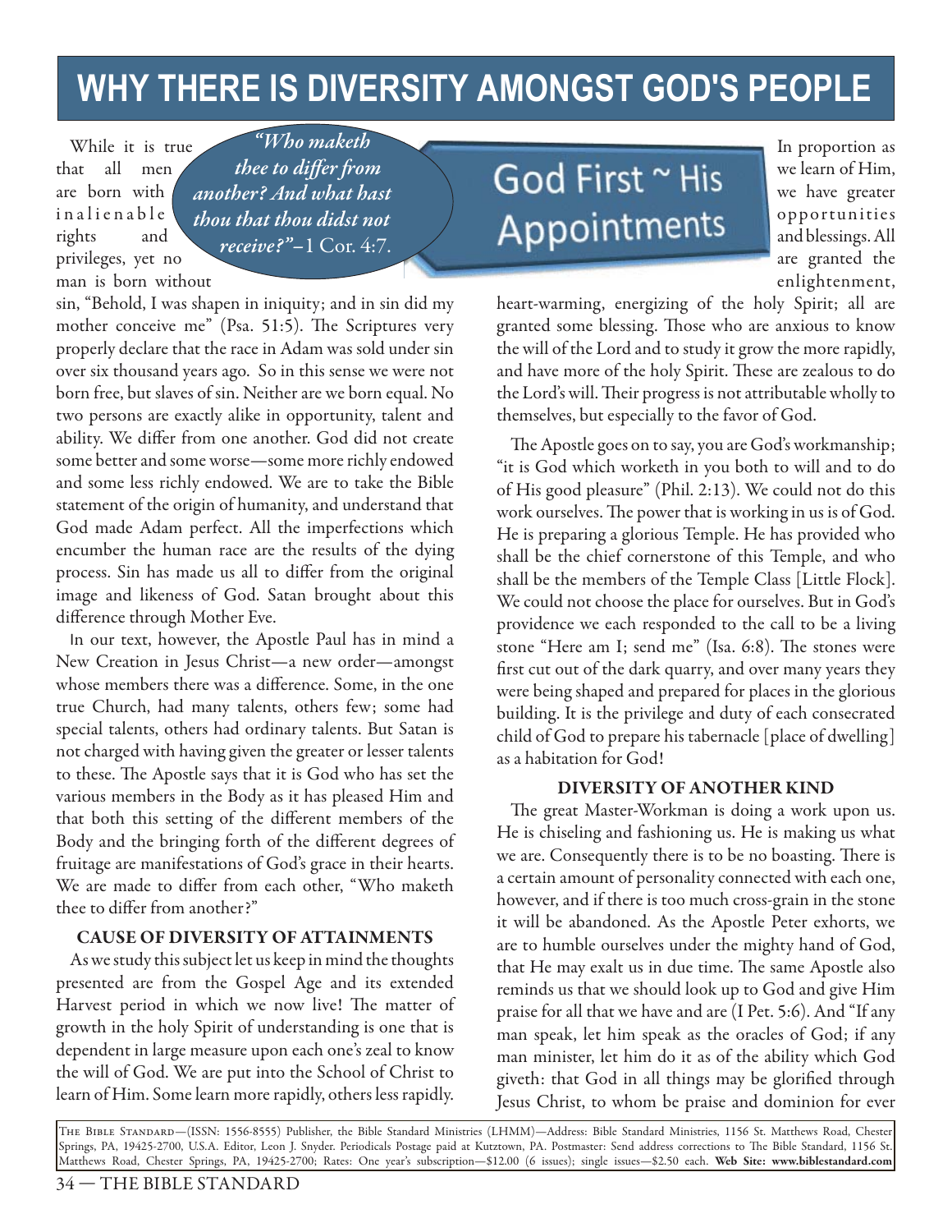# WHY THERE IS DIVERSITY AMONGST GOD'S PEOPLE

*"Who maketh thee to differ from another? And what hast thou that thou didst not receive?"*—1 Cor. 4:7.

While it is true that all men are born with inalienable rights and privileges, yet no man is born without sin, "Behold, I was shapen in iniquity; and in sin did my mother conceive me" (Psa. 51:5). The Scriptures very properly declare that the race in Adam was sold under sin over six thousand years ago. So in this sense we were not born free, but slaves of sin. Neither are we born equal. No two persons are exactly alike in opportunity, talent and ability. We differ from one another. God did not create some better and some worse—some more richly endowed and some less richly endowed. We are to take the Bible statement of the origin of humanity, and understand that God made Adam perfect. All the imperfections which encumber the human race are the results of the dying process. Sin has made us all to differ from the original image and likeness of God. Satan brought about this difference through Mother Eve.

In our text, however, the Apostle Paul has in mind a New Creation in Jesus Christ—a new order—amongst whose members there was a difference. Some, in the one true Church, had many talents, others few; some had special talents, others had ordinary talents. But Satan is not charged with having given the greater or lesser talents to these. The Apostle says that it is God who has set the various members in the Body as it has pleased Him and that both this setting of the different members of the Body and the bringing forth of the different degrees of fruitage are manifestations of God's grace in their hearts. We are made to differ from each other, "Who maketh thee to differ from another?"

### CAUSE OF DIVERSITY OF ATTAINMENTS

As we study this subject let us keep in mind the thoughts presented are from the Gospel Age and its extended Harvest period in which we now live! The matter of growth in the holy Spirit of understanding is one that is dependent in large measure upon each one's zeal to know the will of God. We are put into the School of Christ to learn of Him. Some learn more rapidly, others less rapidly.

**God First ~ His Appointments**

In proportion as we learn of Him, we have greater opportunities and blessings. All are granted the enlightenment, heart-warming, energizing of the holy Spirit; all are granted some blessing. Those who are anxious to know the will of the Lord and to study it grow the more rapidly, and have more of the holy Spirit. These are zealous to do the Lord's will. Their progress is not attributable wholly to themselves, but especially to the favor of God.

The Apostle goes on to say, you are God's workmanship; "it is God which worketh in you both to will and to do of His good pleasure" (Phil. 2:13). We could not do this work ourselves. The power that is working in us is of God. He is preparing a glorious Temple. He has provided who shall be the chief cornerstone of this Temple, and who shall be the members of the Temple Class [Little Flock]. We could not choose the place for ourselves. But in God's providence we each responded to the call to be a living stone "Here am I; send me" (Isa. 6:8). The stones were first cut out of the dark quarry, and over many years they were being shaped and prepared for places in the glorious building. It is the privilege and duty of each consecrated child of God to prepare his tabernacle [place of dwelling] as a habitation for God!

### DIVERSITY OF ANOTHER KIND

The great Master-Workman is doing a work upon us. He is chiseling and fashioning us. He is making us what we are. Consequently there is to be no boasting. There is a certain amount of personality connected with each one, however, and if there is too much cross-grain in the stone it will be abandoned. As the Apostle Peter exhorts, we are to humble ourselves under the mighty hand of God, that He may exalt us in due time. The same Apostle also reminds us that we should look up to God and give Him praise for all that we have and are (I Pet. 5:6). And "If any man speak, let him speak as the oracles of God; if any man minister, let him do it as of the ability which God giveth: that God in all things may be glorified through Jesus Christ, to whom be praise and dominion for ever

The Bible Standard—(ISSN: 1556-8555) Publisher, the Bible Standard Ministries (LHMM)—Address: Bible Standard Ministries, 1156 St. Matthews Road, Chester Springs, PA, 19425-2700, U.S.A. Editor, Leon J. Snyder. Periodicals Postage paid at Kutztown, PA. Postmaster: Send address corrections to The Bible Standard, 1156 St. Matthews Road, Chester Springs, PA, 19425-2700; Rates: One year's subscription—$12.00 (6 issues); single issues—$2.50 each. **Web Site: www.biblestandard.com**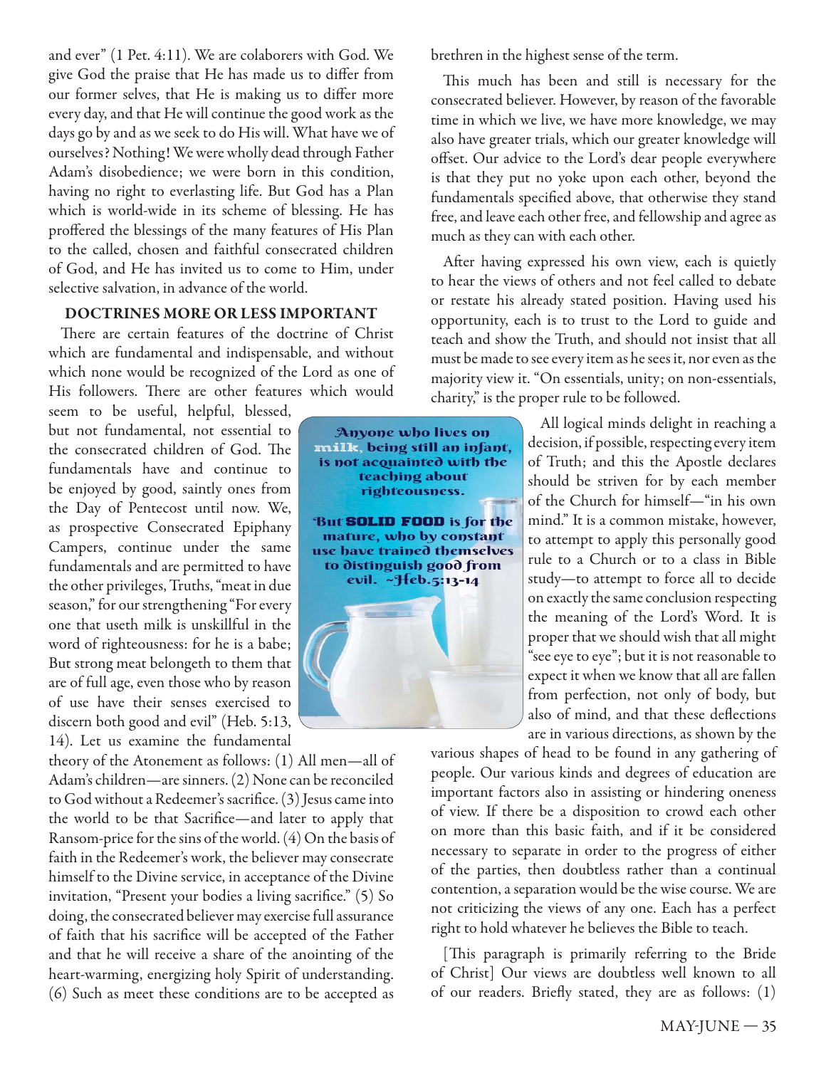and ever" (1 Pet. 4:11). We are colaborers with God. We give God the praise that He has made us to differ from our former selves, that He is making us to differ more every day, and that He will continue the good work as the days go by and as we seek to do His will. What have we of ourselves? Nothing! We were wholly dead through Father Adam's disobedience; we were born in this condition, having no right to everlasting life. But God has a Plan which is world-wide in its scheme of blessing. He has proffered the blessings of the many features of His Plan to the called, chosen and faithful consecrated children of God, and He has invited us to come to Him, under selective salvation, in advance of the world.

### DOCTRINES MORE OR LESS IMPORTANT

There are certain features of the doctrine of Christ which are fundamental and indispensable, and without which none would be recognized of the Lord as one of His followers. There are other features which would seem to be useful, helpful, blessed, but not fundamental, not essential to the consecrated children of God. The fundamentals have and continue to be enjoyed by good, saintly ones from the Day of Pentecost until now. We, as prospective Consecrated Epiphany Campers, continue under the same fundamentals and are permitted to have the other privileges, Truths, "meat in due season," for our strengthening "For every one that useth milk is unskillful in the word of righteousness: for he is a babe; But strong meat belongeth to them that are of full age, even those who by reason of use have their senses exercised to discern both good and evil" (Heb. 5:13, 14). Let us examine the fundamental theory of the Atonement as follows: (1) All men—all of Adam's children—are sinners. (2) None can be reconciled to God without a Redeemer's sacrifice. (3) Jesus came into the world to be that Sacrifice—and later to apply that Ransom-price for the sins of the world. (4) On the basis of faith in the Redeemer's work, the believer may consecrate himself to the Divine service, in acceptance of the Divine invitation, "Present your bodies a living sacrifice." (5) So doing, the consecrated believer may exercise full assurance of faith that his sacrifice will be accepted of the Father and that he will receive a share of the anointing of the heart-warming, energizing holy Spirit of understanding. (6) Such as meet these conditions are to be accepted as brethren in the highest sense of the term.

Anyone who lives on **milk**, being still an infant, is not acquainted with the teaching about righteousness.

But **SOLID FOOD** is for the mature, who by constant use have trained themselves to distinguish good from evil. ~Heb.5:13-14

This much has been and still is necessary for the consecrated believer. However, by reason of the favorable time in which we live, we have more knowledge, we may also have greater trials, which our greater knowledge will offset. Our advice to the Lord's dear people everywhere is that they put no yoke upon each other, beyond the fundamentals specified above, that otherwise they stand free, and leave each other free, and fellowship and agree as much as they can with each other.

After having expressed his own view, each is quietly to hear the views of others and not feel called to debate or restate his already stated position. Having used his opportunity, each is to trust to the Lord to guide and teach and show the Truth, and should not insist that all must be made to see every item as he sees it, nor even as the majority view it. "On essentials, unity; on non-essentials, charity," is the proper rule to be followed.

All logical minds delight in reaching a decision, if possible, respecting every item of Truth; and this the Apostle declares should be striven for by each member of the Church for himself—"in his own mind." It is a common mistake, however, to attempt to apply this personally good rule to a Church or to a class in Bible study—to attempt to force all to decide on exactly the same conclusion respecting the meaning of the Lord's Word. It is proper that we should wish that all might "see eye to eye"; but it is not reasonable to expect it when we know that all are fallen from perfection, not only of body, but also of mind, and that these deflections are in various directions, as shown by the various shapes of head to be found in any gathering of people. Our various kinds and degrees of education are important factors also in assisting or hindering oneness of view. If there be a disposition to crowd each other on more than this basic faith, and if it be considered necessary to separate in order to the progress of either of the parties, then doubtless rather than a continual contention, a separation would be the wise course. We are not criticizing the views of any one. Each has a perfect right to hold whatever he believes the Bible to teach.

[This paragraph is primarily referring to the Bride of Christ] Our views are doubtless well known to all of our readers. Briefly stated, they are as follows: (1)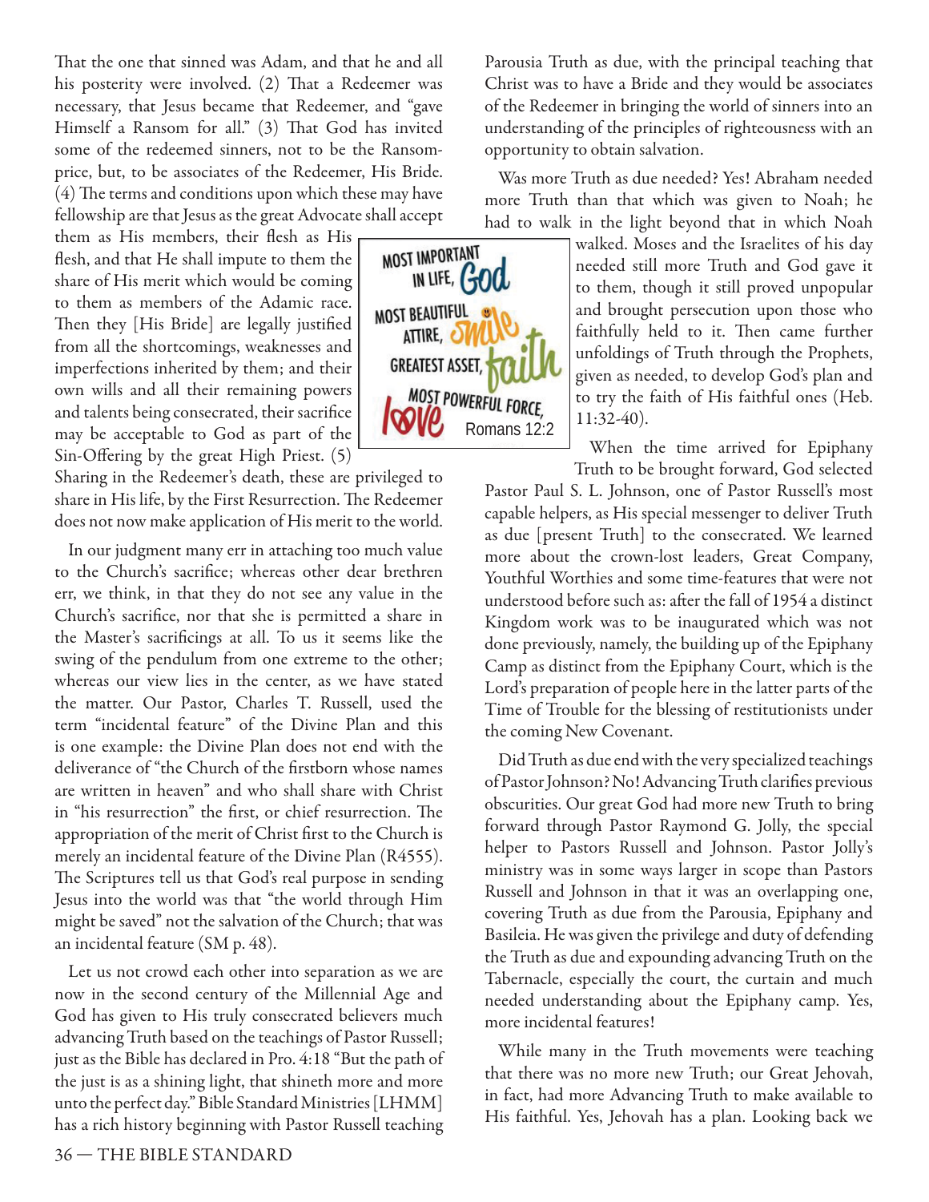That the one that sinned was Adam, and that he and all his posterity were involved. (2) That a Redeemer was necessary, that Jesus became that Redeemer, and "gave Himself a Ransom for all." (3) That God has invited some of the redeemed sinners, not to be the Ransom-price, but, to be associates of the Redeemer, His Bride. (4) The terms and conditions upon which these may have fellowship are that Jesus as the great Advocate shall accept them as His members, their flesh as His flesh, and that He shall impute to them the share of His merit which would be coming to them as members of the Adamic race. Then they [His Bride] are legally justified from all the shortcomings, weaknesses and imperfections inherited by them; and their own wills and all their remaining powers and talents being consecrated, their sacrifice may be acceptable to God as part of the Sin-Offering by the great High Priest. (5) Sharing in the Redeemer's death, these are privileged to share in His life, by the First Resurrection. The Redeemer does not now make application of His merit to the world.

In our judgment many err in attaching too much value to the Church's sacrifice; whereas other dear brethren err, we think, in that they do not see any value in the Church's sacrifice, nor that she is permitted a share in the Master's sacrificings at all. To us it seems like the swing of the pendulum from one extreme to the other; whereas our view lies in the center, as we have stated the matter. Our Pastor, Charles T. Russell, used the term "incidental feature" of the Divine Plan and this is one example: the Divine Plan does not end with the deliverance of "the Church of the firstborn whose names are written in heaven" and who shall share with Christ in "his resurrection" the first, or chief resurrection. The appropriation of the merit of Christ first to the Church is merely an incidental feature of the Divine Plan (R4555). The Scriptures tell us that God's real purpose in sending Jesus into the world was that "the world through Him might be saved" not the salvation of the Church; that was an incidental feature (SM p. 48).

Let us not crowd each other into separation as we are now in the second century of the Millennial Age and God has given to His truly consecrated believers much advancing Truth based on the teachings of Pastor Russell; just as the Bible has declared in Pro. 4:18 "But the path of the just is as a shining light, that shineth more and more unto the perfect day." Bible Standard Ministries [LHMM] has a rich history beginning with Pastor Russell teaching Parousia Truth as due, with the principal teaching that Christ was to have a Bride and they would be associates of the Redeemer in bringing the world of sinners into an understanding of the principles of righteousness with an opportunity to obtain salvation.

Was more Truth as due needed? Yes! Abraham needed more Truth than that which was given to Noah; he had to walk in the light beyond that in which Noah walked. Moses and the Israelites of his day needed still more Truth and God gave it to them, though it still proved unpopular and brought persecution upon those who faithfully held to it. Then came further unfoldings of Truth through the Prophets, given as needed, to develop God's plan and to try the faith of His faithful ones (Heb. 11:32-40).

When the time arrived for Epiphany Truth to be brought forward, God selected Pastor Paul S. L. Johnson, one of Pastor Russell's most capable helpers, as His special messenger to deliver Truth as due [present Truth] to the consecrated. We learned more about the crown-lost leaders, Great Company, Youthful Worthies and some time-features that were not understood before such as: after the fall of 1954 a distinct Kingdom work was to be inaugurated which was not done previously, namely, the building up of the Epiphany Camp as distinct from the Epiphany Court, which is the Lord's preparation of people here in the latter parts of the Time of Trouble for the blessing of restitutionists under the coming New Covenant.

Did Truth as due end with the very specialized teachings of Pastor Johnson? No! Advancing Truth clarifies previous obscurities. Our great God had more new Truth to bring forward through Pastor Raymond G. Jolly, the special helper to Pastors Russell and Johnson. Pastor Jolly's ministry was in some ways larger in scope than Pastors Russell and Johnson in that it was an overlapping one, covering Truth as due from the Parousia, Epiphany and Basileia. He was given the privilege and duty of defending the Truth as due and expounding advancing Truth on the Tabernacle, especially the court, the curtain and much needed understanding about the Epiphany camp. Yes, more incidental features!

While many in the Truth movements were teaching that there was no more new Truth; our Great Jehovah, in fact, had more Advancing Truth to make available to His faithful. Yes, Jehovah has a plan. Looking back we

MOST IMPORTANT IN LIFE, God
MOST BEAUTIFUL ATTIRE, smile
GREATEST ASSET, faith
MOST POWERFUL FORCE, love
Romans 12:2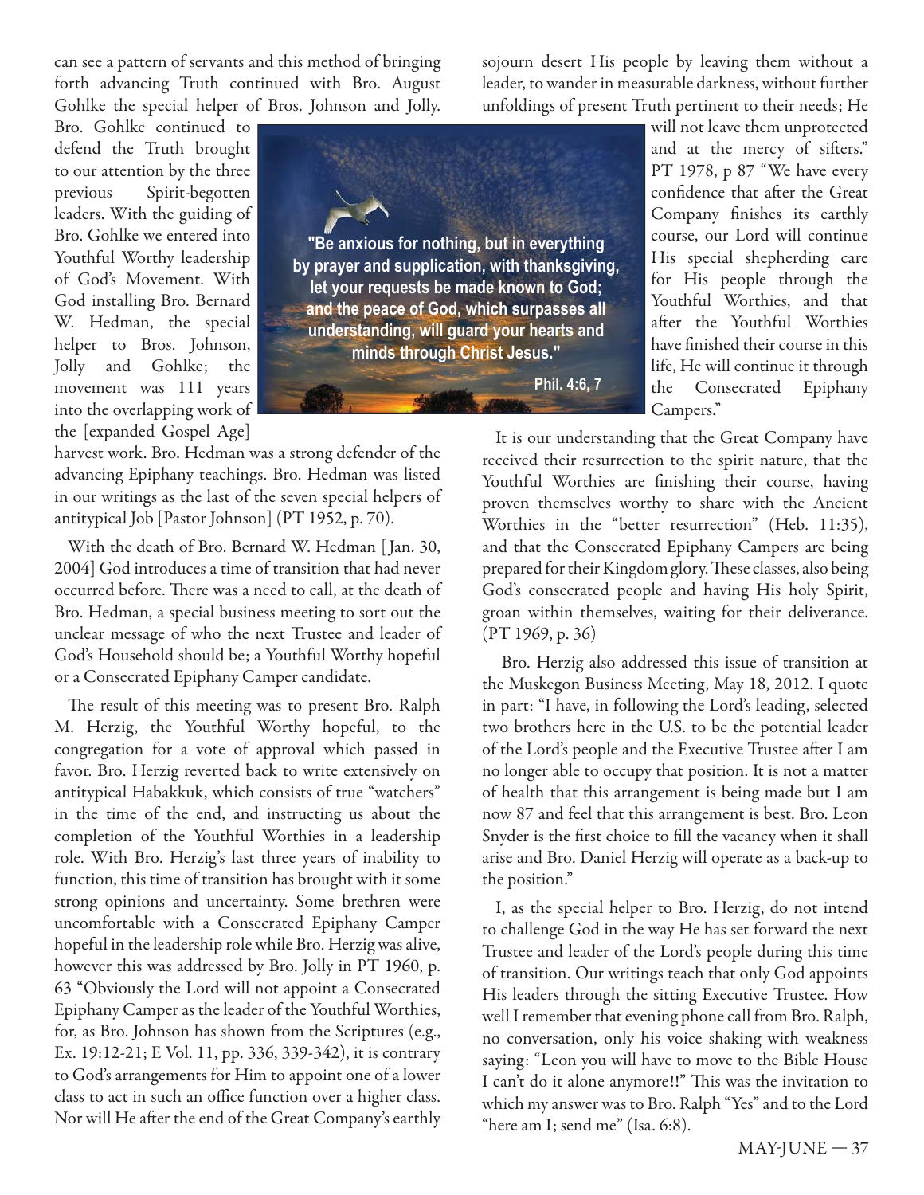can see a pattern of servants and this method of bringing forth advancing Truth continued with Bro. August Gohlke the special helper of Bros. Johnson and Jolly. Bro. Gohlke continued to defend the Truth brought to our attention by the three previous Spirit-begotten leaders. With the guiding of Bro. Gohlke we entered into Youthful Worthy leadership of God's Movement. With God installing Bro. Bernard W. Hedman, the special helper to Bros. Johnson, Jolly and Gohlke; the movement was 111 years into the overlapping work of the [expanded Gospel Age] harvest work. Bro. Hedman was a strong defender of the advancing Epiphany teachings. Bro. Hedman was listed in our writings as the last of the seven special helpers of antitypical Job [Pastor Johnson] (PT 1952, p. 70).

"Be anxious for nothing, but in everything by prayer and supplication, with thanksgiving, let your requests be made known to God; and the peace of God, which surpasses all understanding, will guard your hearts and minds through Christ Jesus."

Phil. 4:6, 7

With the death of Bro. Bernard W. Hedman [Jan. 30, 2004] God introduces a time of transition that had never occurred before. There was a need to call, at the death of Bro. Hedman, a special business meeting to sort out the unclear message of who the next Trustee and leader of God's Household should be; a Youthful Worthy hopeful or a Consecrated Epiphany Camper candidate.

The result of this meeting was to present Bro. Ralph M. Herzig, the Youthful Worthy hopeful, to the congregation for a vote of approval which passed in favor. Bro. Herzig reverted back to write extensively on antitypical Habakkuk, which consists of true "watchers" in the time of the end, and instructing us about the completion of the Youthful Worthies in a leadership role. With Bro. Herzig's last three years of inability to function, this time of transition has brought with it some strong opinions and uncertainty. Some brethren were uncomfortable with a Consecrated Epiphany Camper hopeful in the leadership role while Bro. Herzig was alive, however this was addressed by Bro. Jolly in PT 1960, p. 63 "Obviously the Lord will not appoint a Consecrated Epiphany Camper as the leader of the Youthful Worthies, for, as Bro. Johnson has shown from the Scriptures (e.g., Ex. 19:12-21; E Vol. 11, pp. 336, 339-342), it is contrary to God's arrangements for Him to appoint one of a lower class to act in such an office function over a higher class. Nor will He after the end of the Great Company's earthly sojourn desert His people by leaving them without a leader, to wander in measurable darkness, without further unfoldings of present Truth pertinent to their needs; He will not leave them unprotected and at the mercy of sifters." PT 1978, p 87 "We have every confidence that after the Great Company finishes its earthly course, our Lord will continue His special shepherding care for His people through the Youthful Worthies, and that after the Youthful Worthies have finished their course in this life, He will continue it through the Consecrated Epiphany Campers."

It is our understanding that the Great Company have received their resurrection to the spirit nature, that the Youthful Worthies are finishing their course, having proven themselves worthy to share with the Ancient Worthies in the "better resurrection" (Heb. 11:35), and that the Consecrated Epiphany Campers are being prepared for their Kingdom glory. These classes, also being God's consecrated people and having His holy Spirit, groan within themselves, waiting for their deliverance. (PT 1969, p. 36)

Bro. Herzig also addressed this issue of transition at the Muskegon Business Meeting, May 18, 2012. I quote in part: "I have, in following the Lord's leading, selected two brothers here in the U.S. to be the potential leader of the Lord's people and the Executive Trustee after I am no longer able to occupy that position. It is not a matter of health that this arrangement is being made but I am now 87 and feel that this arrangement is best. Bro. Leon Snyder is the first choice to fill the vacancy when it shall arise and Bro. Daniel Herzig will operate as a back-up to the position."

I, as the special helper to Bro. Herzig, do not intend to challenge God in the way He has set forward the next Trustee and leader of the Lord's people during this time of transition. Our writings teach that only God appoints His leaders through the sitting Executive Trustee. How well I remember that evening phone call from Bro. Ralph, no conversation, only his voice shaking with weakness saying: "Leon you will have to move to the Bible House I can't do it alone anymore!!" This was the invitation to which my answer was to Bro. Ralph "Yes" and to the Lord "here am I; send me" (Isa. 6:8).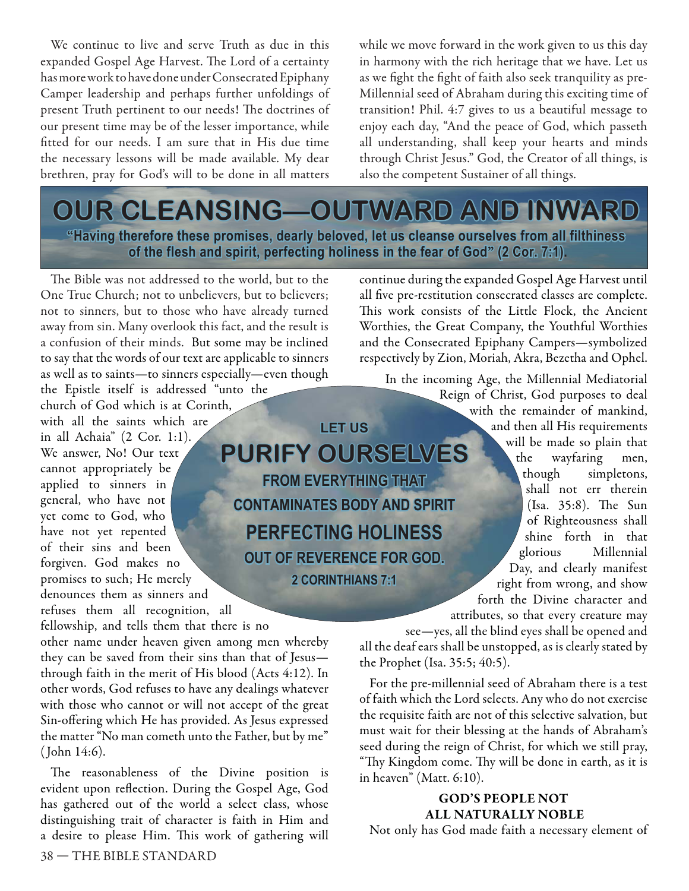We continue to live and serve Truth as due in this expanded Gospel Age Harvest. The Lord of a certainty has more work to have done under Consecrated Epiphany Camper leadership and perhaps further unfoldings of present Truth pertinent to our needs! The doctrines of our present time may be of the lesser importance, while fitted for our needs. I am sure that in His due time the necessary lessons will be made available. My dear brethren, pray for God's will to be done in all matters while we move forward in the work given to us this day in harmony with the rich heritage that we have. Let us as we fight the fight of faith also seek tranquility as pre-Millennial seed of Abraham during this exciting time of transition! Phil. 4:7 gives to us a beautiful message to enjoy each day, "And the peace of God, which passeth all understanding, shall keep your hearts and minds through Christ Jesus." God, the Creator of all things, is also the competent Sustainer of all things.

# OUR CLEANSING—OUTWARD AND INWARD

**"Having therefore these promises, dearly beloved, let us cleanse ourselves from all filthiness of the flesh and spirit, perfecting holiness in the fear of God" (2 Cor. 7:1).**

The Bible was not addressed to the world, but to the One True Church; not to unbelievers, but to believers; not to sinners, but to those who have already turned away from sin. Many overlook this fact, and the result is a confusion of their minds. But some may be inclined to say that the words of our text are applicable to sinners as well as to saints—to sinners especially—even though the Epistle itself is addressed "unto the church of God which is at Corinth, with all the saints which are in all Achaia" (2 Cor. 1:1). We answer, No! Our text cannot appropriately be applied to sinners in general, who have not yet come to God, who have not yet repented of their sins and been forgiven. God makes no promises to such; He merely denounces them as sinners and refuses them all recognition, all fellowship, and tells them that there is no other name under heaven given among men whereby they can be saved from their sins than that of Jesus—through faith in the merit of His blood (Acts 4:12). In other words, God refuses to have any dealings whatever with those who cannot or will not accept of the great Sin-offering which He has provided. As Jesus expressed the matter "No man cometh unto the Father, but by me" (John 14:6).

> LET US **PURIFY OURSELVES** FROM EVERYTHING THAT CONTAMINATES BODY AND SPIRIT **PERFECTING HOLINESS** OUT OF REVERENCE FOR GOD. 2 CORINTHIANS 7:1

The reasonableness of the Divine position is evident upon reflection. During the Gospel Age, God has gathered out of the world a select class, whose distinguishing trait of character is faith in Him and a desire to please Him. This work of gathering will continue during the expanded Gospel Age Harvest until all five pre-restitution consecrated classes are complete. This work consists of the Little Flock, the Ancient Worthies, the Great Company, the Youthful Worthies and the Consecrated Epiphany Campers—symbolized respectively by Zion, Moriah, Akra, Bezetha and Ophel.

In the incoming Age, the Millennial Mediatorial Reign of Christ, God purposes to deal with the remainder of mankind, and then all His requirements will be made so plain that the wayfaring men, though simpletons, shall not err therein (Isa. 35:8). The Sun of Righteousness shall shine forth in that glorious Millennial Day, and clearly manifest right from wrong, and show forth the Divine character and attributes, so that every creature may see—yes, all the blind eyes shall be opened and all the deaf ears shall be unstopped, as is clearly stated by the Prophet (Isa. 35:5; 40:5).

For the pre-millennial seed of Abraham there is a test of faith which the Lord selects. Any who do not exercise the requisite faith are not of this selective salvation, but must wait for their blessing at the hands of Abraham's seed during the reign of Christ, for which we still pray, "Thy Kingdom come. Thy will be done in earth, as it is in heaven" (Matt. 6:10).

### GOD'S PEOPLE NOT ALL NATURALLY NOBLE

Not only has God made faith a necessary element of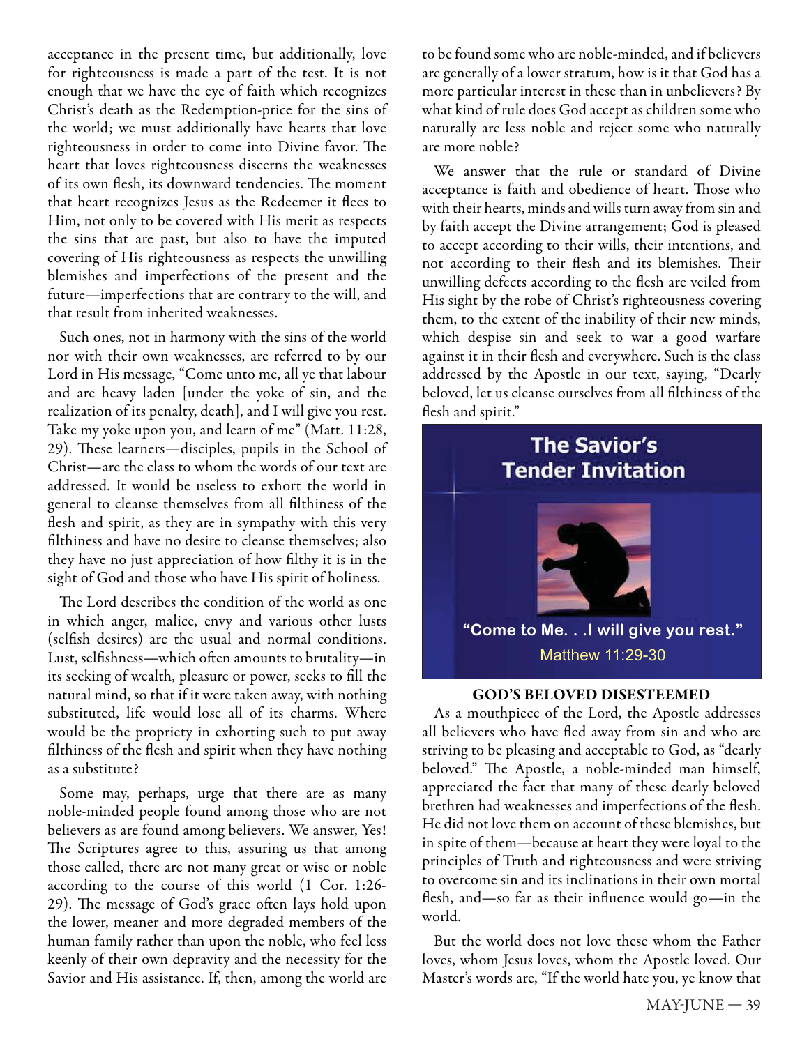acceptance in the present time, but additionally, love for righteousness is made a part of the test. It is not enough that we have the eye of faith which recognizes Christ's death as the Redemption-price for the sins of the world; we must additionally have hearts that love righteousness in order to come into Divine favor. The heart that loves righteousness discerns the weaknesses of its own flesh, its downward tendencies. The moment that heart recognizes Jesus as the Redeemer it flees to Him, not only to be covered with His merit as respects the sins that are past, but also to have the imputed covering of His righteousness as respects the unwilling blemishes and imperfections of the present and the future—imperfections that are contrary to the will, and that result from inherited weaknesses.

Such ones, not in harmony with the sins of the world nor with their own weaknesses, are referred to by our Lord in His message, "Come unto me, all ye that labour and are heavy laden [under the yoke of sin, and the realization of its penalty, death], and I will give you rest. Take my yoke upon you, and learn of me" (Matt. 11:28, 29). These learners—disciples, pupils in the School of Christ—are the class to whom the words of our text are addressed. It would be useless to exhort the world in general to cleanse themselves from all filthiness of the flesh and spirit, as they are in sympathy with this very filthiness and have no desire to cleanse themselves; also they have no just appreciation of how filthy it is in the sight of God and those who have His spirit of holiness.

The Lord describes the condition of the world as one in which anger, malice, envy and various other lusts (selfish desires) are the usual and normal conditions. Lust, selfishness—which often amounts to brutality—in its seeking of wealth, pleasure or power, seeks to fill the natural mind, so that if it were taken away, with nothing substituted, life would lose all of its charms. Where would be the propriety in exhorting such to put away filthiness of the flesh and spirit when they have nothing as a substitute?

Some may, perhaps, urge that there are as many noble-minded people found among those who are not believers as are found among believers. We answer, Yes! The Scriptures agree to this, assuring us that among those called, there are not many great or wise or noble according to the course of this world (1 Cor. 1:26-29). The message of God's grace often lays hold upon the lower, meaner and more degraded members of the human family rather than upon the noble, who feel less keenly of their own depravity and the necessity for the Savior and His assistance. If, then, among the world are to be found some who are noble-minded, and if believers are generally of a lower stratum, how is it that God has a more particular interest in these than in unbelievers? By what kind of rule does God accept as children some who naturally are less noble and reject some who naturally are more noble?

We answer that the rule or standard of Divine acceptance is faith and obedience of heart. Those who with their hearts, minds and wills turn away from sin and by faith accept the Divine arrangement; God is pleased to accept according to their wills, their intentions, and not according to their flesh and its blemishes. Their unwilling defects according to the flesh are veiled from His sight by the robe of Christ's righteousness covering them, to the extent of the inability of their new minds, which despise sin and seek to war a good warfare against it in their flesh and everywhere. Such is the class addressed by the Apostle in our text, saying, "Dearly beloved, let us cleanse ourselves from all filthiness of the flesh and spirit."

**The Savior's Tender Invitation**

"Come to Me. . .I will give you rest."
Matthew 11:29-30

### GOD'S BELOVED DISESTEEMED

As a mouthpiece of the Lord, the Apostle addresses all believers who have fled away from sin and who are striving to be pleasing and acceptable to God, as "dearly beloved." The Apostle, a noble-minded man himself, appreciated the fact that many of these dearly beloved brethren had weaknesses and imperfections of the flesh. He did not love them on account of these blemishes, but in spite of them—because at heart they were loyal to the principles of Truth and righteousness and were striving to overcome sin and its inclinations in their own mortal flesh, and—so far as their influence would go—in the world.

But the world does not love these whom the Father loves, whom Jesus loves, whom the Apostle loved. Our Master's words are, "If the world hate you, ye know that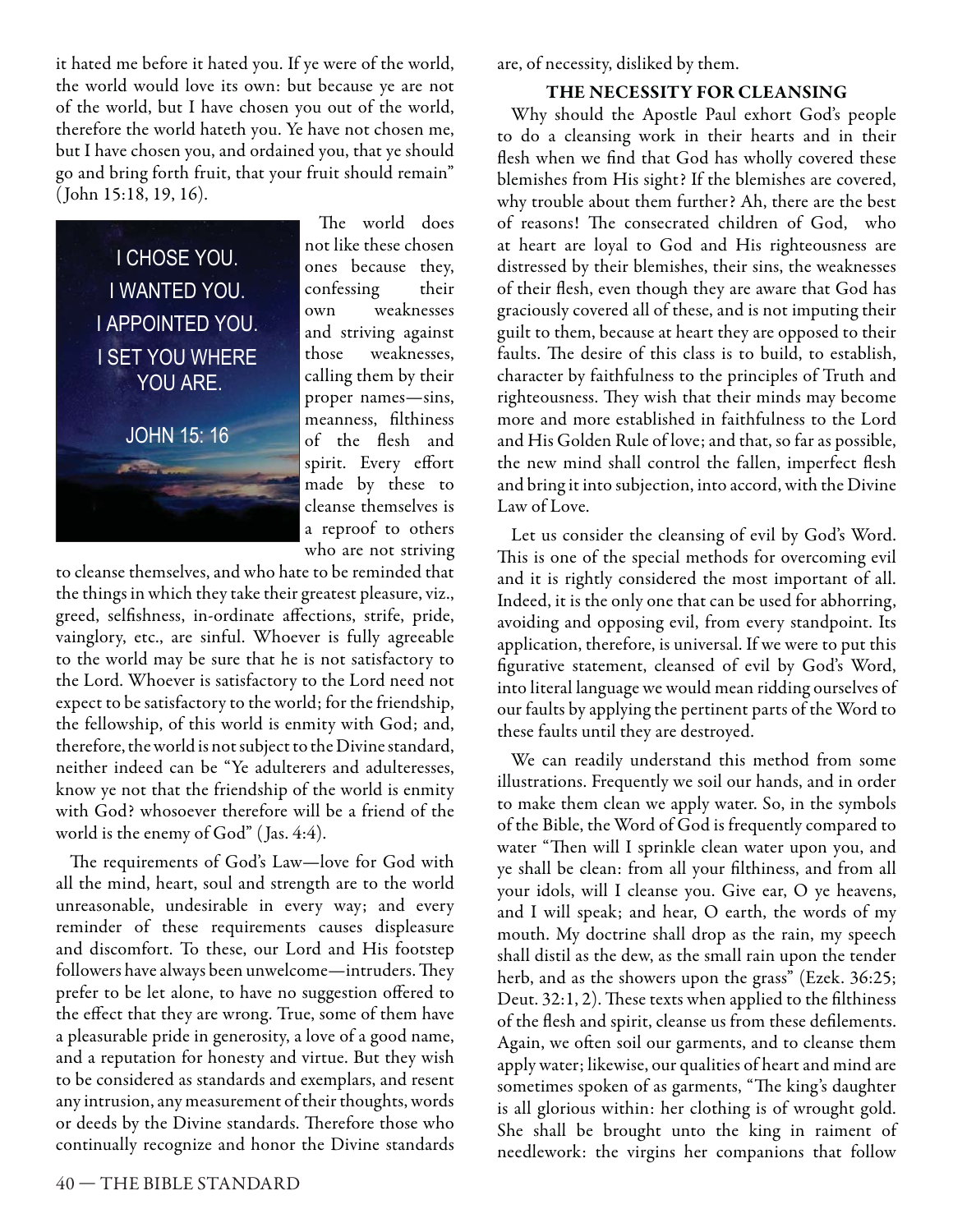it hated me before it hated you. If ye were of the world, the world would love its own: but because ye are not of the world, but I have chosen you out of the world, therefore the world hateth you. Ye have not chosen me, but I have chosen you, and ordained you, that ye should go and bring forth fruit, that your fruit should remain" (John 15:18, 19, 16).

I CHOSE YOU.
I WANTED YOU.
I APPOINTED YOU.
I SET YOU WHERE YOU ARE.

JOHN 15: 16

The world does not like these chosen ones because they, confessing their own weaknesses and striving against those weaknesses, calling them by their proper names—sins, meanness, filthiness of the flesh and spirit. Every effort made by these to cleanse themselves is a reproof to others who are not striving to cleanse themselves, and who hate to be reminded that the things in which they take their greatest pleasure, viz., greed, selfishness, in-ordinate affections, strife, pride, vainglory, etc., are sinful. Whoever is fully agreeable to the world may be sure that he is not satisfactory to the Lord. Whoever is satisfactory to the Lord need not expect to be satisfactory to the world; for the friendship, the fellowship, of this world is enmity with God; and, therefore, the world is not subject to the Divine standard, neither indeed can be "Ye adulterers and adulteresses, know ye not that the friendship of the world is enmity with God? whosoever therefore will be a friend of the world is the enemy of God" (Jas. 4:4).

The requirements of God's Law—love for God with all the mind, heart, soul and strength are to the world unreasonable, undesirable in every way; and every reminder of these requirements causes displeasure and discomfort. To these, our Lord and His footstep followers have always been unwelcome—intruders. They prefer to be let alone, to have no suggestion offered to the effect that they are wrong. True, some of them have a pleasurable pride in generosity, a love of a good name, and a reputation for honesty and virtue. But they wish to be considered as standards and exemplars, and resent any intrusion, any measurement of their thoughts, words or deeds by the Divine standards. Therefore those who continually recognize and honor the Divine standards are, of necessity, disliked by them.

## THE NECESSITY FOR CLEANSING

Why should the Apostle Paul exhort God's people to do a cleansing work in their hearts and in their flesh when we find that God has wholly covered these blemishes from His sight? If the blemishes are covered, why trouble about them further? Ah, there are the best of reasons! The consecrated children of God, who at heart are loyal to God and His righteousness are distressed by their blemishes, their sins, the weaknesses of their flesh, even though they are aware that God has graciously covered all of these, and is not imputing their guilt to them, because at heart they are opposed to their faults. The desire of this class is to build, to establish, character by faithfulness to the principles of Truth and righteousness. They wish that their minds may become more and more established in faithfulness to the Lord and His Golden Rule of love; and that, so far as possible, the new mind shall control the fallen, imperfect flesh and bring it into subjection, into accord, with the Divine Law of Love.

Let us consider the cleansing of evil by God's Word. This is one of the special methods for overcoming evil and it is rightly considered the most important of all. Indeed, it is the only one that can be used for abhorring, avoiding and opposing evil, from every standpoint. Its application, therefore, is universal. If we were to put this figurative statement, cleansed of evil by God's Word, into literal language we would mean ridding ourselves of our faults by applying the pertinent parts of the Word to these faults until they are destroyed.

We can readily understand this method from some illustrations. Frequently we soil our hands, and in order to make them clean we apply water. So, in the symbols of the Bible, the Word of God is frequently compared to water "Then will I sprinkle clean water upon you, and ye shall be clean: from all your filthiness, and from all your idols, will I cleanse you. Give ear, O ye heavens, and I will speak; and hear, O earth, the words of my mouth. My doctrine shall drop as the rain, my speech shall distil as the dew, as the small rain upon the tender herb, and as the showers upon the grass" (Ezek. 36:25; Deut. 32:1, 2). These texts when applied to the filthiness of the flesh and spirit, cleanse us from these defilements. Again, we often soil our garments, and to cleanse them apply water; likewise, our qualities of heart and mind are sometimes spoken of as garments, "The king's daughter is all glorious within: her clothing is of wrought gold. She shall be brought unto the king in raiment of needlework: the virgins her companions that follow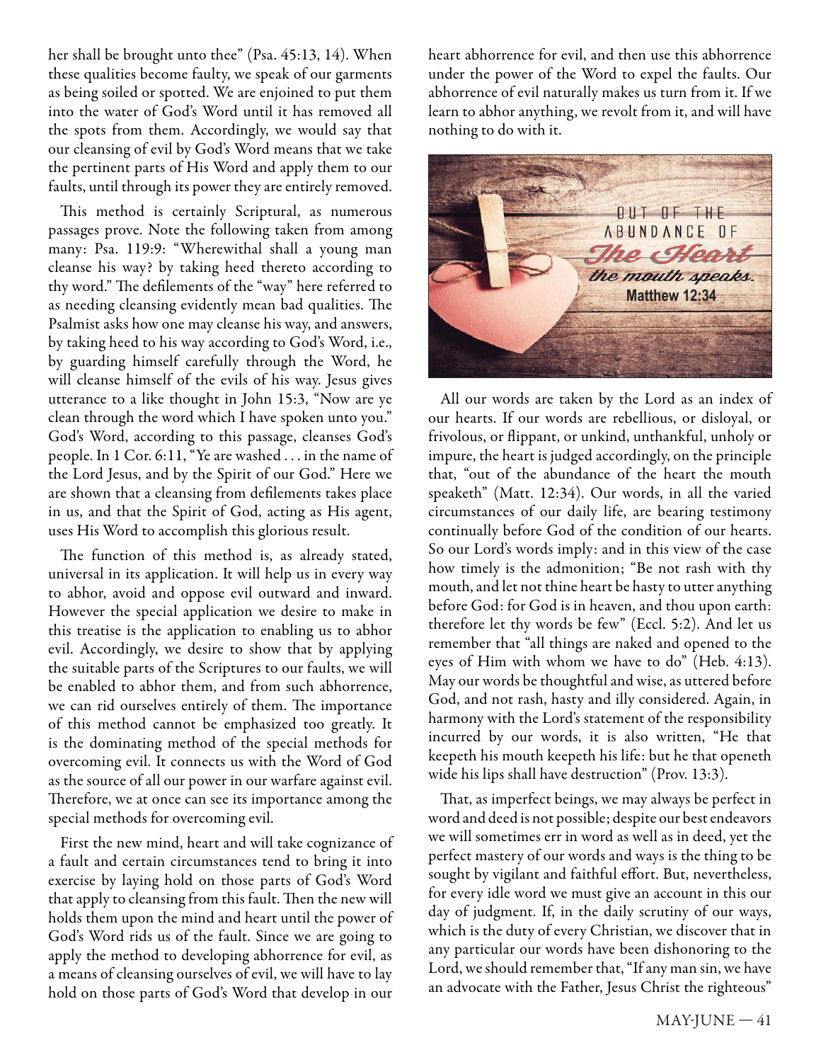her shall be brought unto thee" (Psa. 45:13, 14). When these qualities become faulty, we speak of our garments as being soiled or spotted. We are enjoined to put them into the water of God's Word until it has removed all the spots from them. Accordingly, we would say that our cleansing of evil by God's Word means that we take the pertinent parts of His Word and apply them to our faults, until through its power they are entirely removed.

This method is certainly Scriptural, as numerous passages prove. Note the following taken from among many: Psa. 119:9: "Wherewithal shall a young man cleanse his way? by taking heed thereto according to thy word." The defilements of the "way" here referred to as needing cleansing evidently mean bad qualities. The Psalmist asks how one may cleanse his way, and answers, by taking heed to his way according to God's Word, i.e., by guarding himself carefully through the Word, he will cleanse himself of the evils of his way. Jesus gives utterance to a like thought in John 15:3, "Now are ye clean through the word which I have spoken unto you." God's Word, according to this passage, cleanses God's people. In 1 Cor. 6:11, "Ye are washed . . . in the name of the Lord Jesus, and by the Spirit of our God." Here we are shown that a cleansing from defilements takes place in us, and that the Spirit of God, acting as His agent, uses His Word to accomplish this glorious result.

The function of this method is, as already stated, universal in its application. It will help us in every way to abhor, avoid and oppose evil outward and inward. However the special application we desire to make in this treatise is the application to enabling us to abhor evil. Accordingly, we desire to show that by applying the suitable parts of the Scriptures to our faults, we will be enabled to abhor them, and from such abhorrence, we can rid ourselves entirely of them. The importance of this method cannot be emphasized too greatly. It is the dominating method of the special methods for overcoming evil. It connects us with the Word of God as the source of all our power in our warfare against evil. Therefore, we at once can see its importance among the special methods for overcoming evil.

First the new mind, heart and will take cognizance of a fault and certain circumstances tend to bring it into exercise by laying hold on those parts of God's Word that apply to cleansing from this fault. Then the new will holds them upon the mind and heart until the power of God's Word rids us of the fault. Since we are going to apply the method to developing abhorrence for evil, as a means of cleansing ourselves of evil, we will have to lay hold on those parts of God's Word that develop in our heart abhorrence for evil, and then use this abhorrence under the power of the Word to expel the faults. Our abhorrence of evil naturally makes us turn from it. If we learn to abhor anything, we revolt from it, and will have nothing to do with it.

OUT OF THE ABUNDANCE OF *The Heart* *the mouth speaks.* Matthew 12:34

All our words are taken by the Lord as an index of our hearts. If our words are rebellious, or disloyal, or frivolous, or flippant, or unkind, unthankful, unholy or impure, the heart is judged accordingly, on the principle that, "out of the abundance of the heart the mouth speaketh" (Matt. 12:34). Our words, in all the varied circumstances of our daily life, are bearing testimony continually before God of the condition of our hearts. So our Lord's words imply: and in this view of the case how timely is the admonition; "Be not rash with thy mouth, and let not thine heart be hasty to utter anything before God: for God is in heaven, and thou upon earth: therefore let thy words be few" (Eccl. 5:2). And let us remember that "all things are naked and opened to the eyes of Him with whom we have to do" (Heb. 4:13). May our words be thoughtful and wise, as uttered before God, and not rash, hasty and illy considered. Again, in harmony with the Lord's statement of the responsibility incurred by our words, it is also written, "He that keepeth his mouth keepeth his life: but he that openeth wide his lips shall have destruction" (Prov. 13:3).

That, as imperfect beings, we may always be perfect in word and deed is not possible; despite our best endeavors we will sometimes err in word as well as in deed, yet the perfect mastery of our words and ways is the thing to be sought by vigilant and faithful effort. But, nevertheless, for every idle word we must give an account in this our day of judgment. If, in the daily scrutiny of our ways, which is the duty of every Christian, we discover that in any particular our words have been dishonoring to the Lord, we should remember that, "If any man sin, we have an advocate with the Father, Jesus Christ the righteous"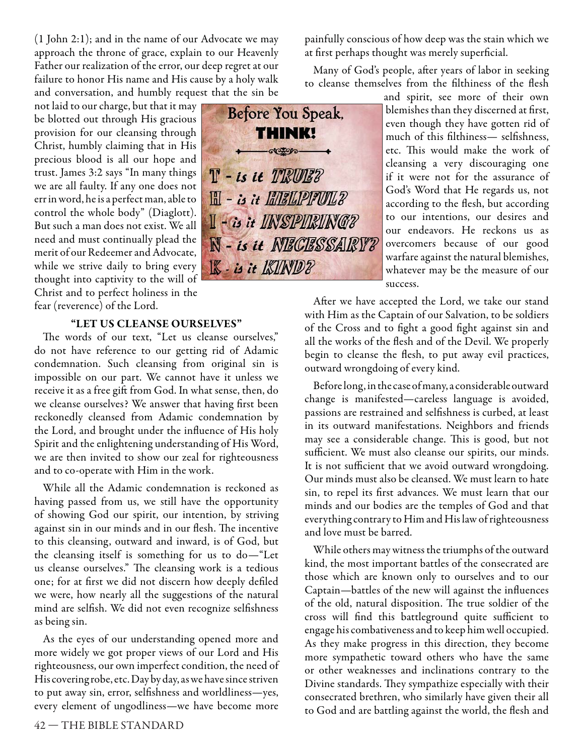(1 John 2:1); and in the name of our Advocate we may approach the throne of grace, explain to our Heavenly Father our realization of the error, our deep regret at our failure to honor His name and His cause by a holy walk and conversation, and humbly request that the sin be not laid to our charge, but that it may be blotted out through His gracious provision for our cleansing through Christ, humbly claiming that in His precious blood is all our hope and trust. James 3:2 says "In many things we are all faulty. If any one does not err in word, he is a perfect man, able to control the whole body" (Diaglott). But such a man does not exist. We all need and must continually plead the merit of our Redeemer and Advocate, while we strive daily to bring every thought into captivity to the will of Christ and to perfect holiness in the fear (reverence) of the Lord.

Before You Speak, **THINK!**

T - *is it TRUE?*
H - *is it HELPFUL?*
I - *is it INSPIRING?*
N - *is it NECESSARY?*
K - *is it KIND?*

### "LET US CLEANSE OURSELVES"

The words of our text, "Let us cleanse ourselves," do not have reference to our getting rid of Adamic condemnation. Such cleansing from original sin is impossible on our part. We cannot have it unless we receive it as a free gift from God. In what sense, then, do we cleanse ourselves? We answer that having first been reckonedly cleansed from Adamic condemnation by the Lord, and brought under the influence of His holy Spirit and the enlightening understanding of His Word, we are then invited to show our zeal for righteousness and to co-operate with Him in the work.

While all the Adamic condemnation is reckoned as having passed from us, we still have the opportunity of showing God our spirit, our intention, by striving against sin in our minds and in our flesh. The incentive to this cleansing, outward and inward, is of God, but the cleansing itself is something for us to do—"Let us cleanse ourselves." The cleansing work is a tedious one; for at first we did not discern how deeply defiled we were, how nearly all the suggestions of the natural mind are selfish. We did not even recognize selfishness as being sin.

As the eyes of our understanding opened more and more widely we got proper views of our Lord and His righteousness, our own imperfect condition, the need of His covering robe, etc. Day by day, as we have since striven to put away sin, error, selfishness and worldliness—yes, every element of ungodliness—we have become more painfully conscious of how deep was the stain which we at first perhaps thought was merely superficial.

Many of God's people, after years of labor in seeking to cleanse themselves from the filthiness of the flesh and spirit, see more of their own blemishes than they discerned at first, even though they have gotten rid of much of this filthiness— selfishness, etc. This would make the work of cleansing a very discouraging one if it were not for the assurance of God's Word that He regards us, not according to the flesh, but according to our intentions, our desires and our endeavors. He reckons us as overcomers because of our good warfare against the natural blemishes, whatever may be the measure of our success.

After we have accepted the Lord, we take our stand with Him as the Captain of our Salvation, to be soldiers of the Cross and to fight a good fight against sin and all the works of the flesh and of the Devil. We properly begin to cleanse the flesh, to put away evil practices, outward wrongdoing of every kind.

Before long, in the case of many, a considerable outward change is manifested—careless language is avoided, passions are restrained and selfishness is curbed, at least in its outward manifestations. Neighbors and friends may see a considerable change. This is good, but not sufficient. We must also cleanse our spirits, our minds. It is not sufficient that we avoid outward wrongdoing. Our minds must also be cleansed. We must learn to hate sin, to repel its first advances. We must learn that our minds and our bodies are the temples of God and that everything contrary to Him and His law of righteousness and love must be barred.

While others may witness the triumphs of the outward kind, the most important battles of the consecrated are those which are known only to ourselves and to our Captain—battles of the new will against the influences of the old, natural disposition. The true soldier of the cross will find this battleground quite sufficient to engage his combativeness and to keep him well occupied. As they make progress in this direction, they become more sympathetic toward others who have the same or other weaknesses and inclinations contrary to the Divine standards. They sympathize especially with their consecrated brethren, who similarly have given their all to God and are battling against the world, the flesh and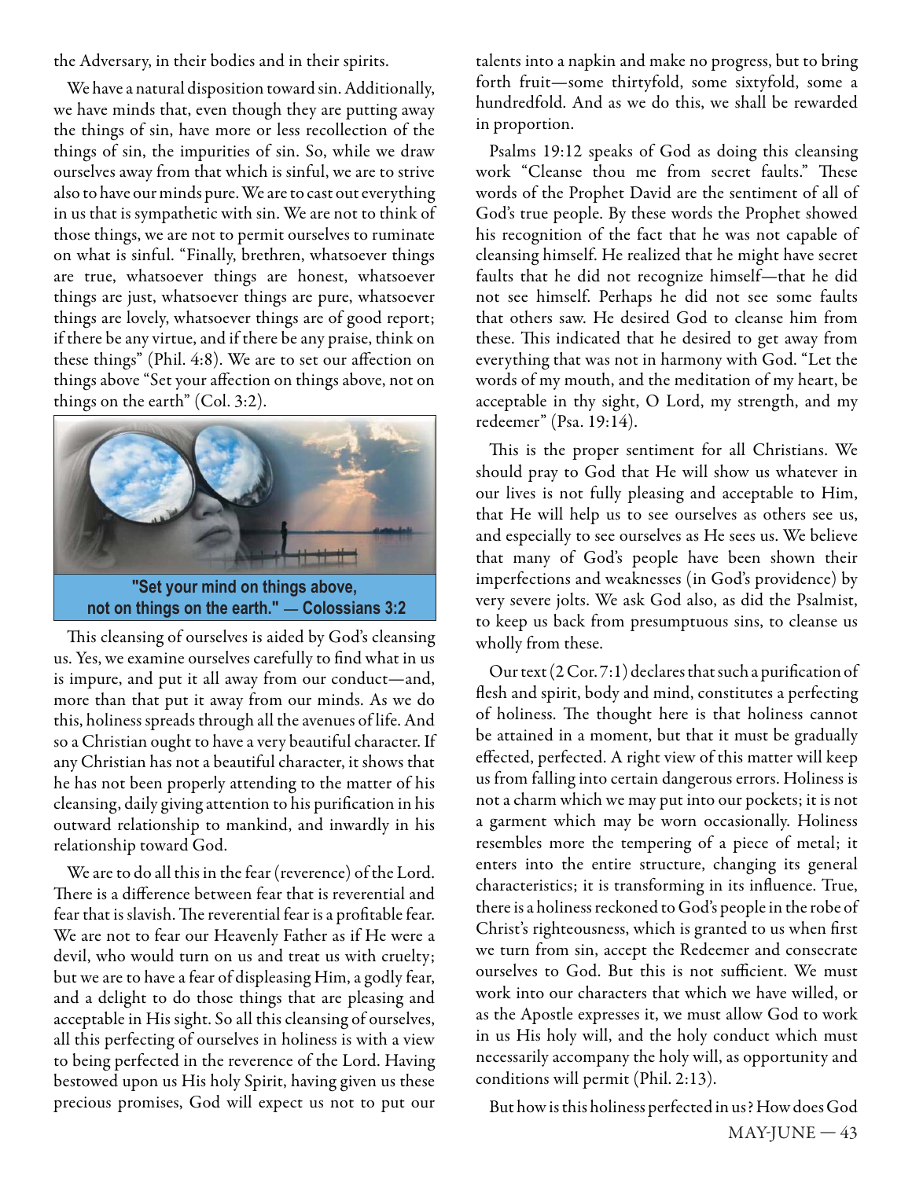the Adversary, in their bodies and in their spirits.

We have a natural disposition toward sin. Additionally, we have minds that, even though they are putting away the things of sin, have more or less recollection of the things of sin, the impurities of sin. So, while we draw ourselves away from that which is sinful, we are to strive also to have our minds pure. We are to cast out everything in us that is sympathetic with sin. We are not to think of those things, we are not to permit ourselves to ruminate on what is sinful. "Finally, brethren, whatsoever things are true, whatsoever things are honest, whatsoever things are just, whatsoever things are pure, whatsoever things are lovely, whatsoever things are of good report; if there be any virtue, and if there be any praise, think on these things" (Phil. 4:8). We are to set our affection on things above "Set your affection on things above, not on things on the earth" (Col. 3:2).

**"Set your mind on things above, not on things on the earth." — Colossians 3:2**

This cleansing of ourselves is aided by God's cleansing us. Yes, we examine ourselves carefully to find what in us is impure, and put it all away from our conduct—and, more than that put it away from our minds. As we do this, holiness spreads through all the avenues of life. And so a Christian ought to have a very beautiful character. If any Christian has not a beautiful character, it shows that he has not been properly attending to the matter of his cleansing, daily giving attention to his purification in his outward relationship to mankind, and inwardly in his relationship toward God.

We are to do all this in the fear (reverence) of the Lord. There is a difference between fear that is reverential and fear that is slavish. The reverential fear is a profitable fear. We are not to fear our Heavenly Father as if He were a devil, who would turn on us and treat us with cruelty; but we are to have a fear of displeasing Him, a godly fear, and a delight to do those things that are pleasing and acceptable in His sight. So all this cleansing of ourselves, all this perfecting of ourselves in holiness is with a view to being perfected in the reverence of the Lord. Having bestowed upon us His holy Spirit, having given us these precious promises, God will expect us not to put our talents into a napkin and make no progress, but to bring forth fruit—some thirtyfold, some sixtyfold, some a hundredfold. And as we do this, we shall be rewarded in proportion.

Psalms 19:12 speaks of God as doing this cleansing work "Cleanse thou me from secret faults." These words of the Prophet David are the sentiment of all of God's true people. By these words the Prophet showed his recognition of the fact that he was not capable of cleansing himself. He realized that he might have secret faults that he did not recognize himself—that he did not see himself. Perhaps he did not see some faults that others saw. He desired God to cleanse him from these. This indicated that he desired to get away from everything that was not in harmony with God. "Let the words of my mouth, and the meditation of my heart, be acceptable in thy sight, O Lord, my strength, and my redeemer" (Psa. 19:14).

This is the proper sentiment for all Christians. We should pray to God that He will show us whatever in our lives is not fully pleasing and acceptable to Him, that He will help us to see ourselves as others see us, and especially to see ourselves as He sees us. We believe that many of God's people have been shown their imperfections and weaknesses (in God's providence) by very severe jolts. We ask God also, as did the Psalmist, to keep us back from presumptuous sins, to cleanse us wholly from these.

Our text (2 Cor. 7:1) declares that such a purification of flesh and spirit, body and mind, constitutes a perfecting of holiness. The thought here is that holiness cannot be attained in a moment, but that it must be gradually effected, perfected. A right view of this matter will keep us from falling into certain dangerous errors. Holiness is not a charm which we may put into our pockets; it is not a garment which may be worn occasionally. Holiness resembles more the tempering of a piece of metal; it enters into the entire structure, changing its general characteristics; it is transforming in its influence. True, there is a holiness reckoned to God's people in the robe of Christ's righteousness, which is granted to us when first we turn from sin, accept the Redeemer and consecrate ourselves to God. But this is not sufficient. We must work into our characters that which we have willed, or as the Apostle expresses it, we must allow God to work in us His holy will, and the holy conduct which must necessarily accompany the holy will, as opportunity and conditions will permit (Phil. 2:13).

But how is this holiness perfected in us? How does God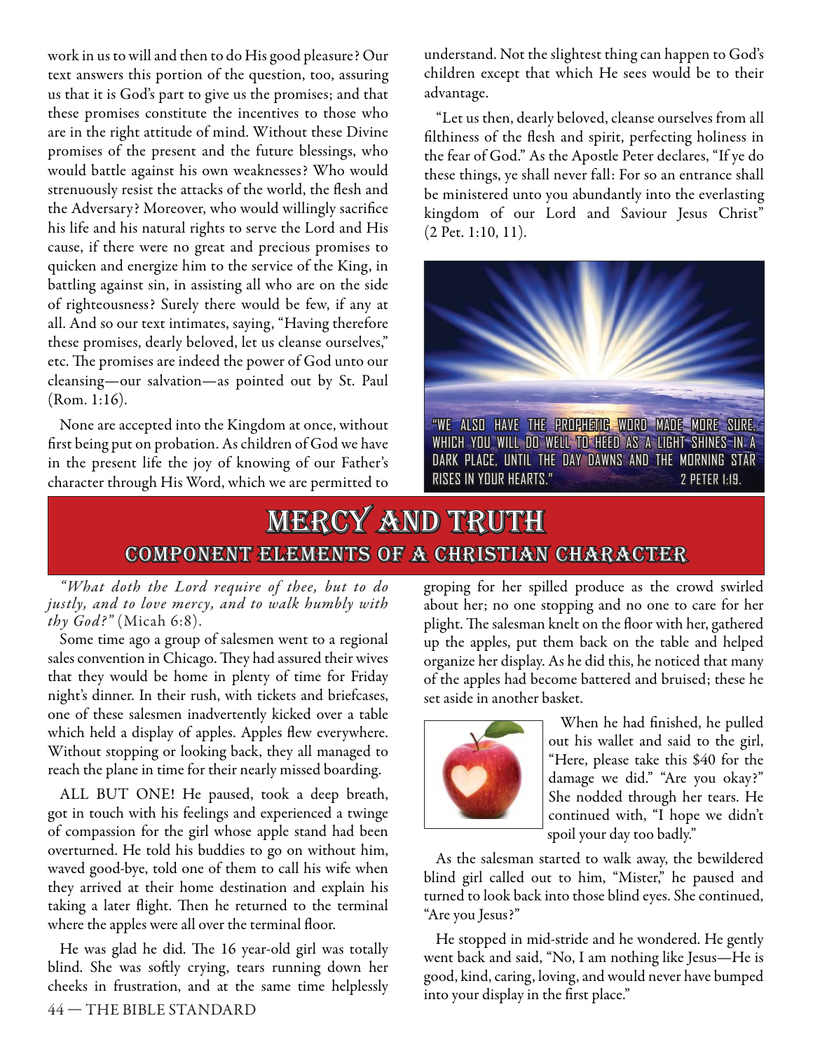work in us to will and then to do His good pleasure? Our text answers this portion of the question, too, assuring us that it is God's part to give us the promises; and that these promises constitute the incentives to those who are in the right attitude of mind. Without these Divine promises of the present and the future blessings, who would battle against his own weaknesses? Who would strenuously resist the attacks of the world, the flesh and the Adversary? Moreover, who would willingly sacrifice his life and his natural rights to serve the Lord and His cause, if there were no great and precious promises to quicken and energize him to the service of the King, in battling against sin, in assisting all who are on the side of righteousness? Surely there would be few, if any at all. And so our text intimates, saying, "Having therefore these promises, dearly beloved, let us cleanse ourselves," etc. The promises are indeed the power of God unto our cleansing—our salvation—as pointed out by St. Paul (Rom. 1:16).

None are accepted into the Kingdom at once, without first being put on probation. As children of God we have in the present life the joy of knowing of our Father's character through His Word, which we are permitted to understand. Not the slightest thing can happen to God's children except that which He sees would be to their advantage.

"Let us then, dearly beloved, cleanse ourselves from all filthiness of the flesh and spirit, perfecting holiness in the fear of God." As the Apostle Peter declares, "If ye do these things, ye shall never fall: For so an entrance shall be ministered unto you abundantly into the everlasting kingdom of our Lord and Saviour Jesus Christ" (2 Pet. 1:10, 11).

"WE ALSO HAVE THE PROPHETIC WORD MADE MORE SURE, WHICH YOU WILL DO WELL TO HEED AS A LIGHT SHINES IN A DARK PLACE, UNTIL THE DAY DAWNS AND THE MORNING STAR RISES IN YOUR HEARTS." 2 PETER 1:19.

# MERCY AND TRUTH

## COMPONENT ELEMENTS OF A CHRISTIAN CHARACTER

*"What doth the Lord require of thee, but to do justly, and to love mercy, and to walk humbly with thy God?"* (Micah 6:8).

Some time ago a group of salesmen went to a regional sales convention in Chicago. They had assured their wives that they would be home in plenty of time for Friday night's dinner. In their rush, with tickets and briefcases, one of these salesmen inadvertently kicked over a table which held a display of apples. Apples flew everywhere. Without stopping or looking back, they all managed to reach the plane in time for their nearly missed boarding.

ALL BUT ONE! He paused, took a deep breath, got in touch with his feelings and experienced a twinge of compassion for the girl whose apple stand had been overturned. He told his buddies to go on without him, waved good-bye, told one of them to call his wife when they arrived at their home destination and explain his taking a later flight. Then he returned to the terminal where the apples were all over the terminal floor.

He was glad he did. The 16 year-old girl was totally blind. She was softly crying, tears running down her cheeks in frustration, and at the same time helplessly groping for her spilled produce as the crowd swirled about her; no one stopping and no one to care for her plight. The salesman knelt on the floor with her, gathered up the apples, put them back on the table and helped organize her display. As he did this, he noticed that many of the apples had become battered and bruised; these he set aside in another basket.

When he had finished, he pulled out his wallet and said to the girl, "Here, please take this $40 for the damage we did." "Are you okay?" She nodded through her tears. He continued with, "I hope we didn't spoil your day too badly."

As the salesman started to walk away, the bewildered blind girl called out to him, "Mister," he paused and turned to look back into those blind eyes. She continued, "Are you Jesus?"

He stopped in mid-stride and he wondered. He gently went back and said, "No, I am nothing like Jesus—He is good, kind, caring, loving, and would never have bumped into your display in the first place."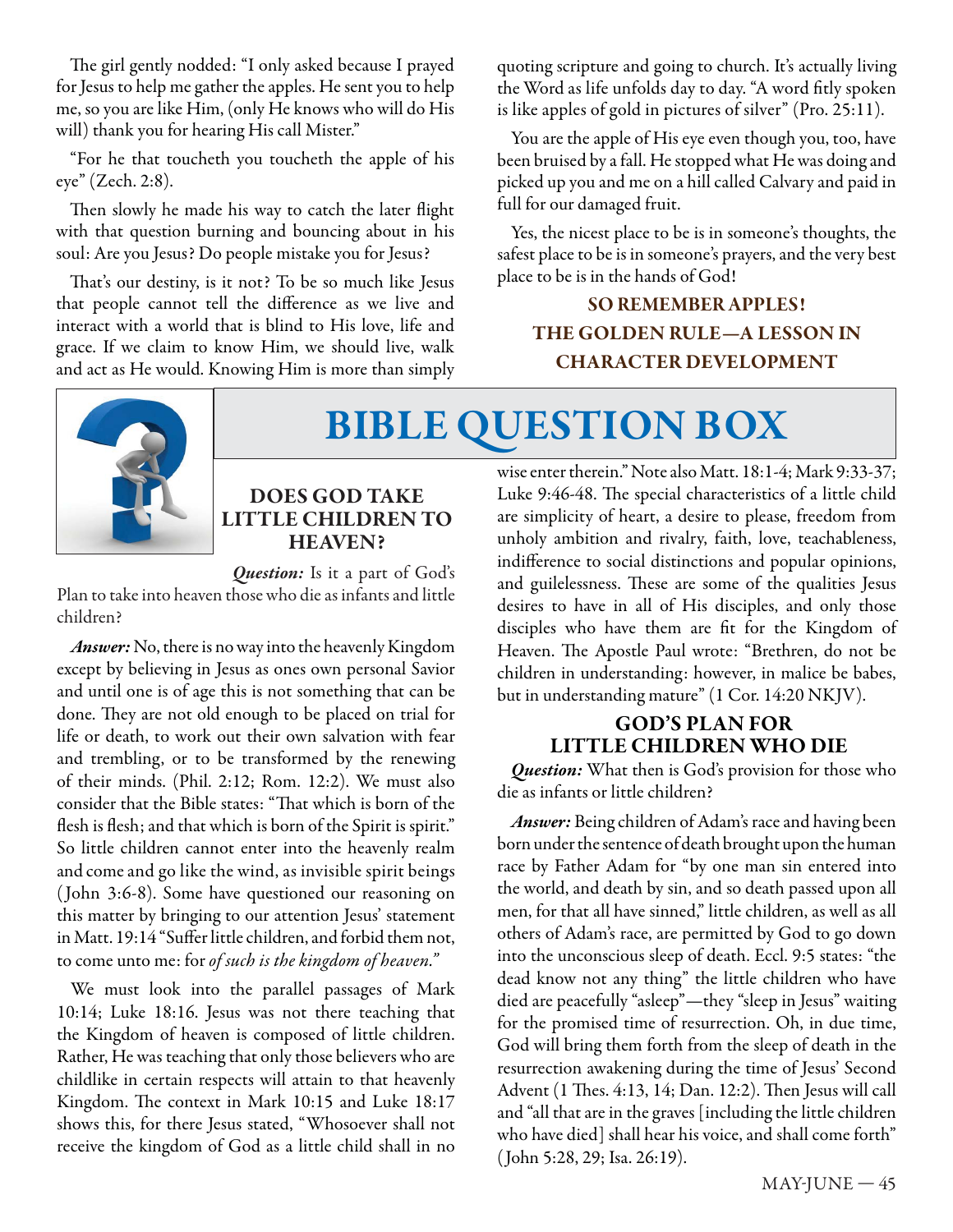The girl gently nodded: "I only asked because I prayed for Jesus to help me gather the apples. He sent you to help me, so you are like Him, (only He knows who will do His will) thank you for hearing His call Mister."

"For he that toucheth you toucheth the apple of his eye" (Zech. 2:8).

Then slowly he made his way to catch the later flight with that question burning and bouncing about in his soul: Are you Jesus? Do people mistake you for Jesus?

That's our destiny, is it not? To be so much like Jesus that people cannot tell the difference as we live and interact with a world that is blind to His love, life and grace. If we claim to know Him, we should live, walk and act as He would. Knowing Him is more than simply quoting scripture and going to church. It's actually living the Word as life unfolds day to day. "A word fitly spoken is like apples of gold in pictures of silver" (Pro. 25:11).

You are the apple of His eye even though you, too, have been bruised by a fall. He stopped what He was doing and picked up you and me on a hill called Calvary and paid in full for our damaged fruit.

Yes, the nicest place to be is in someone's thoughts, the safest place to be is in someone's prayers, and the very best place to be is in the hands of God!

**SO REMEMBER APPLES!**
**THE GOLDEN RULE—A LESSON IN CHARACTER DEVELOPMENT**

# BIBLE QUESTION BOX

## DOES GOD TAKE LITTLE CHILDREN TO HEAVEN?

***Question:*** Is it a part of God's Plan to take into heaven those who die as infants and little children?

***Answer:*** No, there is no way into the heavenly Kingdom except by believing in Jesus as ones own personal Savior and until one is of age this is not something that can be done. They are not old enough to be placed on trial for life or death, to work out their own salvation with fear and trembling, or to be transformed by the renewing of their minds. (Phil. 2:12; Rom. 12:2). We must also consider that the Bible states: "That which is born of the flesh is flesh; and that which is born of the Spirit is spirit." So little children cannot enter into the heavenly realm and come and go like the wind, as invisible spirit beings (John 3:6-8). Some have questioned our reasoning on this matter by bringing to our attention Jesus' statement in Matt. 19:14 "Suffer little children, and forbid them not, to come unto me: for *of such is the kingdom of heaven."*

We must look into the parallel passages of Mark 10:14; Luke 18:16. Jesus was not there teaching that the Kingdom of heaven is composed of little children. Rather, He was teaching that only those believers who are childlike in certain respects will attain to that heavenly Kingdom. The context in Mark 10:15 and Luke 18:17 shows this, for there Jesus stated, "Whosoever shall not receive the kingdom of God as a little child shall in no wise enter therein." Note also Matt. 18:1-4; Mark 9:33-37; Luke 9:46-48. The special characteristics of a little child are simplicity of heart, a desire to please, freedom from unholy ambition and rivalry, faith, love, teachableness, indifference to social distinctions and popular opinions, and guilelessness. These are some of the qualities Jesus desires to have in all of His disciples, and only those disciples who have them are fit for the Kingdom of Heaven. The Apostle Paul wrote: "Brethren, do not be children in understanding: however, in malice be babes, but in understanding mature" (1 Cor. 14:20 NKJV).

## GOD'S PLAN FOR LITTLE CHILDREN WHO DIE

***Question:*** What then is God's provision for those who die as infants or little children?

***Answer:*** Being children of Adam's race and having been born under the sentence of death brought upon the human race by Father Adam for "by one man sin entered into the world, and death by sin, and so death passed upon all men, for that all have sinned," little children, as well as all others of Adam's race, are permitted by God to go down into the unconscious sleep of death. Eccl. 9:5 states: "the dead know not any thing" the little children who have died are peacefully "asleep"—they "sleep in Jesus" waiting for the promised time of resurrection. Oh, in due time, God will bring them forth from the sleep of death in the resurrection awakening during the time of Jesus' Second Advent (1 Thes. 4:13, 14; Dan. 12:2). Then Jesus will call and "all that are in the graves [including the little children who have died] shall hear his voice, and shall come forth" (John 5:28, 29; Isa. 26:19).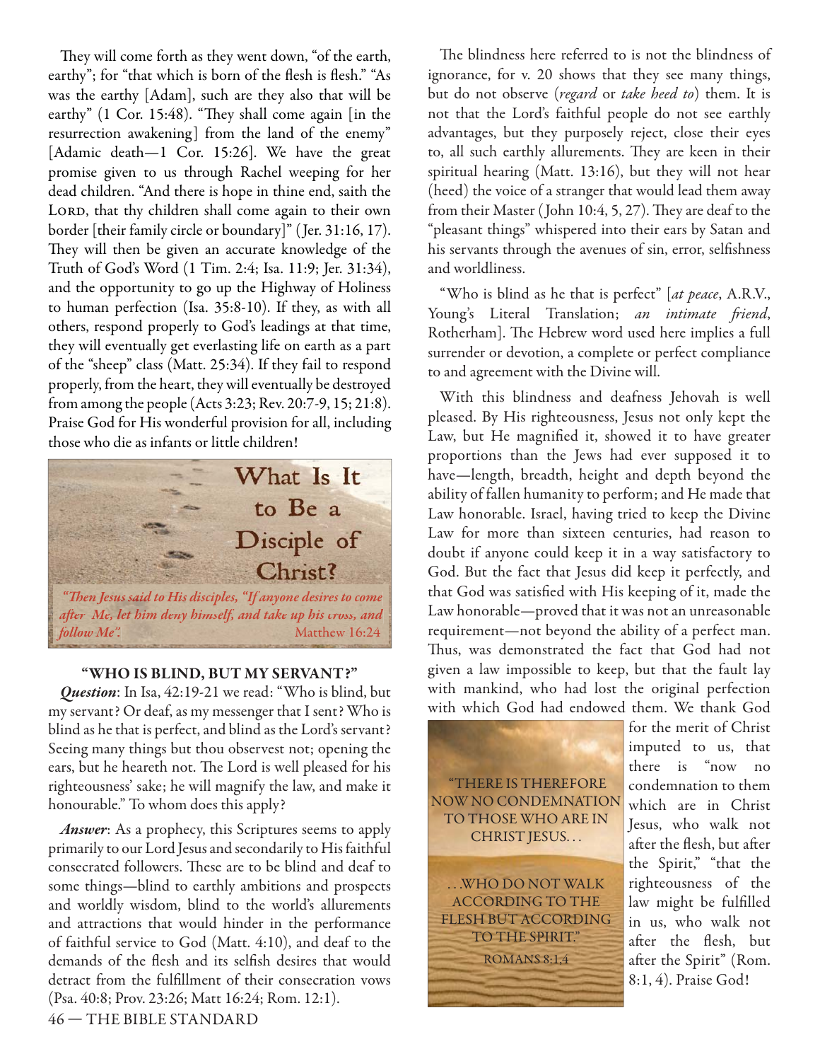They will come forth as they went down, "of the earth, earthy"; for "that which is born of the flesh is flesh." "As was the earthy [Adam], such are they also that will be earthy" (1 Cor. 15:48). "They shall come again [in the resurrection awakening] from the land of the enemy" [Adamic death—1 Cor. 15:26]. We have the great promise given to us through Rachel weeping for her dead children. "And there is hope in thine end, saith the LORD, that thy children shall come again to their own border [their family circle or boundary]" (Jer. 31:16, 17). They will then be given an accurate knowledge of the Truth of God's Word (1 Tim. 2:4; Isa. 11:9; Jer. 31:34), and the opportunity to go up the Highway of Holiness to human perfection (Isa. 35:8-10). If they, as with all others, respond properly to God's leadings at that time, they will eventually get everlasting life on earth as a part of the "sheep" class (Matt. 25:34). If they fail to respond properly, from the heart, they will eventually be destroyed from among the people (Acts 3:23; Rev. 20:7-9, 15; 21:8). Praise God for His wonderful provision for all, including those who die as infants or little children!

# What Is It to Be a Disciple of Christ?

*"Then Jesus said to His disciples, "If anyone desires to come after Me, let him deny himself, and take up his cross, and follow Me".* Matthew 16:24

## "WHO IS BLIND, BUT MY SERVANT?"

***Question***: In Isa, 42:19-21 we read: "Who is blind, but my servant? Or deaf, as my messenger that I sent? Who is blind as he that is perfect, and blind as the Lord's servant? Seeing many things but thou observest not; opening the ears, but he heareth not. The Lord is well pleased for his righteousness' sake; he will magnify the law, and make it honourable." To whom does this apply?

***Answer***: As a prophecy, this Scriptures seems to apply primarily to our Lord Jesus and secondarily to His faithful consecrated followers. These are to be blind and deaf to some things—blind to earthly ambitions and prospects and worldly wisdom, blind to the world's allurements and attractions that would hinder in the performance of faithful service to God (Matt. 4:10), and deaf to the demands of the flesh and its selfish desires that would detract from the fulfillment of their consecration vows (Psa. 40:8; Prov. 23:26; Matt 16:24; Rom. 12:1).

The blindness here referred to is not the blindness of ignorance, for v. 20 shows that they see many things, but do not observe (*regard* or *take heed to*) them. It is not that the Lord's faithful people do not see earthly advantages, but they purposely reject, close their eyes to, all such earthly allurements. They are keen in their spiritual hearing (Matt. 13:16), but they will not hear (heed) the voice of a stranger that would lead them away from their Master (John 10:4, 5, 27). They are deaf to the "pleasant things" whispered into their ears by Satan and his servants through the avenues of sin, error, selfishness and worldliness.

"Who is blind as he that is perfect" [*at peace*, A.R.V., Young's Literal Translation; *an intimate friend*, Rotherham]. The Hebrew word used here implies a full surrender or devotion, a complete or perfect compliance to and agreement with the Divine will.

With this blindness and deafness Jehovah is well pleased. By His righteousness, Jesus not only kept the Law, but He magnified it, showed it to have greater proportions than the Jews had ever supposed it to have—length, breadth, height and depth beyond the ability of fallen humanity to perform; and He made that Law honorable. Israel, having tried to keep the Divine Law for more than sixteen centuries, had reason to doubt if anyone could keep it in a way satisfactory to God. But the fact that Jesus did keep it perfectly, and that God was satisfied with His keeping of it, made the Law honorable—proved that it was not an unreasonable requirement—not beyond the ability of a perfect man. Thus, was demonstrated the fact that God had not given a law impossible to keep, but that the fault lay with mankind, who had lost the original perfection with which God had endowed them. We thank God for the merit of Christ imputed to us, that there is "now no condemnation to them which are in Christ Jesus, who walk not after the flesh, but after the Spirit," "that the righteousness of the law might be fulfilled in us, who walk not after the flesh, but after the Spirit" (Rom. 8:1, 4). Praise God!

"THERE IS THEREFORE NOW NO CONDEMNATION TO THOSE WHO ARE IN CHRIST JESUS. . .

. . .WHO DO NOT WALK ACCORDING TO THE FLESH BUT ACCORDING TO THE SPIRIT."
ROMANS 8:1,4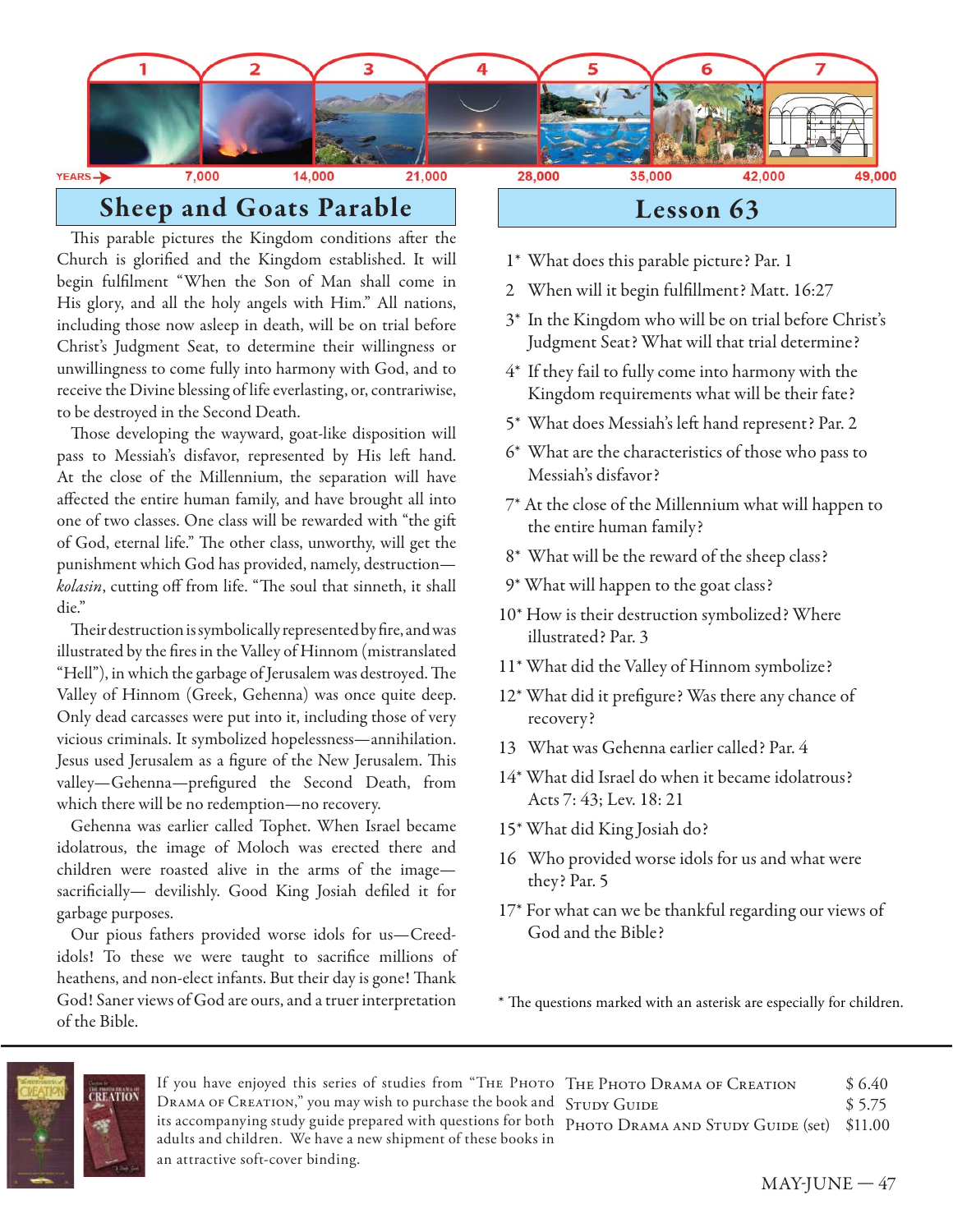## Sheep and Goats Parable

This parable pictures the Kingdom conditions after the Church is glorified and the Kingdom established. It will begin fulfilment "When the Son of Man shall come in His glory, and all the holy angels with Him." All nations, including those now asleep in death, will be on trial before Christ's Judgment Seat, to determine their willingness or unwillingness to come fully into harmony with God, and to receive the Divine blessing of life everlasting, or, contrariwise, to be destroyed in the Second Death.

Those developing the wayward, goat-like disposition will pass to Messiah's disfavor, represented by His left hand. At the close of the Millennium, the separation will have affected the entire human family, and have brought all into one of two classes. One class will be rewarded with "the gift of God, eternal life." The other class, unworthy, will get the punishment which God has provided, namely, destruction—*kolasin*, cutting off from life. "The soul that sinneth, it shall die."

Their destruction is symbolically represented by fire, and was illustrated by the fires in the Valley of Hinnom (mistranslated "Hell"), in which the garbage of Jerusalem was destroyed. The Valley of Hinnom (Greek, Gehenna) was once quite deep. Only dead carcasses were put into it, including those of very vicious criminals. It symbolized hopelessness—annihilation. Jesus used Jerusalem as a figure of the New Jerusalem. This valley—Gehenna—prefigured the Second Death, from which there will be no redemption—no recovery.

Gehenna was earlier called Tophet. When Israel became idolatrous, the image of Moloch was erected there and children were roasted alive in the arms of the image—sacrificially— devilishly. Good King Josiah defiled it for garbage purposes.

Our pious fathers provided worse idols for us—Creed-idols! To these we were taught to sacrifice millions of heathens, and non-elect infants. But their day is gone! Thank God! Saner views of God are ours, and a truer interpretation of the Bible.

## Lesson 63

1* What does this parable picture? Par. 1

2 When will it begin fulfillment? Matt. 16:27

3* In the Kingdom who will be on trial before Christ's Judgment Seat? What will that trial determine?

4* If they fail to fully come into harmony with the Kingdom requirements what will be their fate?

5* What does Messiah's left hand represent? Par. 2

6* What are the characteristics of those who pass to Messiah's disfavor?

7* At the close of the Millennium what will happen to the entire human family?

8* What will be the reward of the sheep class?

9* What will happen to the goat class?

10* How is their destruction symbolized? Where illustrated? Par. 3

11* What did the Valley of Hinnom symbolize?

12* What did it prefigure? Was there any chance of recovery?

13 What was Gehenna earlier called? Par. 4

14* What did Israel do when it became idolatrous? Acts 7: 43; Lev. 18: 21

15* What did King Josiah do?

16 Who provided worse idols for us and what were they? Par. 5

17* For what can we be thankful regarding our views of God and the Bible?

\* The questions marked with an asterisk are especially for children.

---

If you have enjoyed this series of studies from "The Photo Drama of Creation," you may wish to purchase the book and its accompanying study guide prepared with questions for both adults and children. We have a new shipment of these books in an attractive soft-cover binding.

| | |
|---|---|
| The Photo Drama of Creation | $ 6.40 |
| Study Guide | $ 5.75 |
| Photo Drama and Study Guide (set) | $11.00 |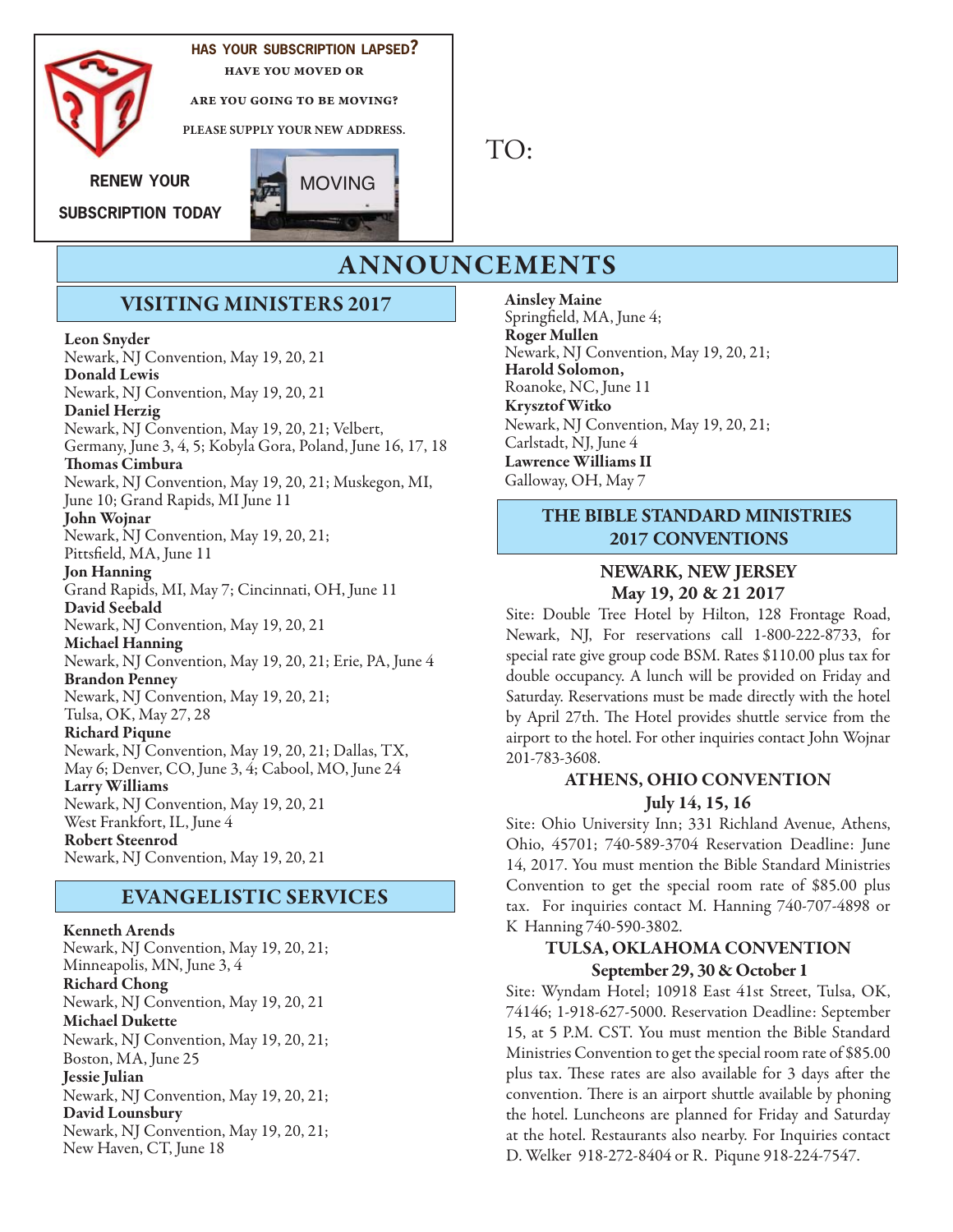**HAS YOUR SUBSCRIPTION LAPSED?**

HAVE YOU MOVED OR

ARE YOU GOING TO BE MOVING?

PLEASE SUPPLY YOUR NEW ADDRESS.

**RENEW YOUR SUBSCRIPTION TODAY**

MOVING

TO:

# ANNOUNCEMENTS

## VISITING MINISTERS 2017

**Leon Snyder**
Newark, NJ Convention, May 19, 20, 21
**Donald Lewis**
Newark, NJ Convention, May 19, 20, 21
**Daniel Herzig**
Newark, NJ Convention, May 19, 20, 21; Velbert, Germany, June 3, 4, 5; Kobyla Gora, Poland, June 16, 17, 18
**Thomas Cimbura**
Newark, NJ Convention, May 19, 20, 21; Muskegon, MI, June 10; Grand Rapids, MI June 11
**John Wojnar**
Newark, NJ Convention, May 19, 20, 21; Pittsfield, MA, June 11
**Jon Hanning**
Grand Rapids, MI, May 7; Cincinnati, OH, June 11
**David Seebald**
Newark, NJ Convention, May 19, 20, 21
**Michael Hanning**
Newark, NJ Convention, May 19, 20, 21; Erie, PA, June 4
**Brandon Penney**
Newark, NJ Convention, May 19, 20, 21; Tulsa, OK, May 27, 28
**Richard Pique**
Newark, NJ Convention, May 19, 20, 21; Dallas, TX, May 6; Denver, CO, June 3, 4; Cabool, MO, June 24
**Larry Williams**
Newark, NJ Convention, May 19, 20, 21
West Frankfort, IL, June 4
**Robert Steenrod**
Newark, NJ Convention, May 19, 20, 21

## EVANGELISTIC SERVICES

**Kenneth Arends**
Newark, NJ Convention, May 19, 20, 21; Minneapolis, MN, June 3, 4
**Richard Chong**
Newark, NJ Convention, May 19, 20, 21
**Michael Dukette**
Newark, NJ Convention, May 19, 20, 21; Boston, MA, June 25
**Jessie Julian**
Newark, NJ Convention, May 19, 20, 21;
**David Lounsbury**
Newark, NJ Convention, May 19, 20, 21; New Haven, CT, June 18
**Ainsley Maine**
Springfield, MA, June 4;
**Roger Mullen**
Newark, NJ Convention, May 19, 20, 21;
**Harold Solomon,**
Roanoke, NC, June 11
**Krysztof Witko**
Newark, NJ Convention, May 19, 20, 21; Carlstadt, NJ, June 4
**Lawrence Williams II**
Galloway, OH, May 7

## THE BIBLE STANDARD MINISTRIES 2017 CONVENTIONS

### NEWARK, NEW JERSEY
### May 19, 20 & 21 2017

Site: Double Tree Hotel by Hilton, 128 Frontage Road, Newark, NJ, For reservations call 1-800-222-8733, for special rate give group code BSM. Rates $110.00 plus tax for double occupancy. A lunch will be provided on Friday and Saturday. Reservations must be made directly with the hotel by April 27th. The Hotel provides shuttle service from the airport to the hotel. For other inquiries contact John Wojnar 201-783-3608.

### ATHENS, OHIO CONVENTION
### July 14, 15, 16

Site: Ohio University Inn; 331 Richland Avenue, Athens, Ohio, 45701; 740-589-3704 Reservation Deadline: June 14, 2017. You must mention the Bible Standard Ministries Convention to get the special room rate of $85.00 plus tax. For inquiries contact M. Hanning 740-707-4898 or K Hanning 740-590-3802.

### TULSA, OKLAHOMA CONVENTION
### September 29, 30 & October 1

Site: Wyndam Hotel; 10918 East 41st Street, Tulsa, OK, 74146; 1-918-627-5000. Reservation Deadline: September 15, at 5 P.M. CST. You must mention the Bible Standard Ministries Convention to get the special room rate of $85.00 plus tax. These rates are also available for 3 days after the convention. There is an airport shuttle available by phoning the hotel. Luncheons are planned for Friday and Saturday at the hotel. Restaurants also nearby. For Inquiries contact D. Welker 918-272-8404 or R. Piqune 918-224-7547.